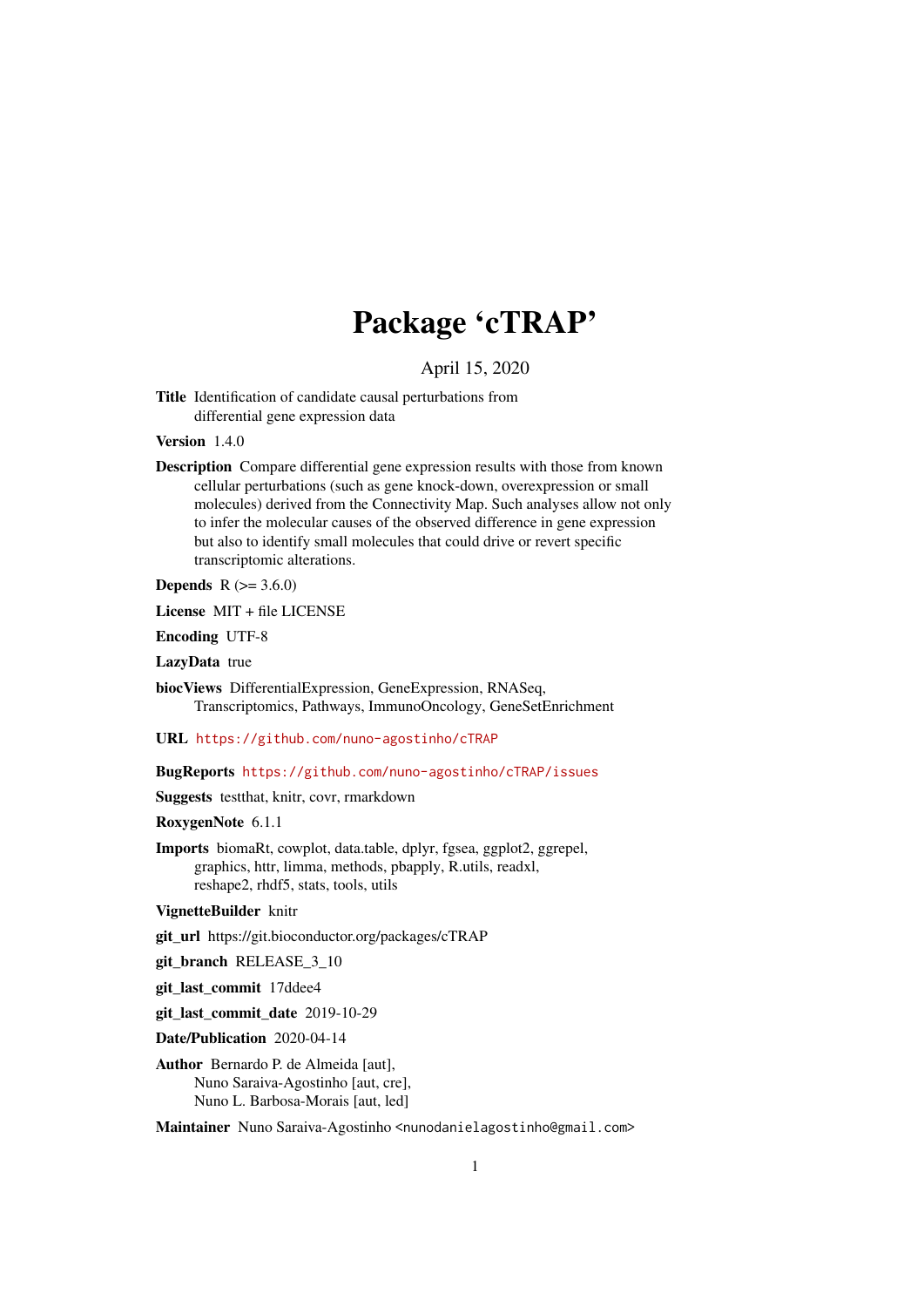# Package 'cTRAP'

April 15, 2020

**Title** Identification of candidate causal perturbations from differential gene expression data

**Version** 1.4.0

**Description** Compare differential gene expression results with those from known cellular perturbations (such as gene knock-down, overexpression or small molecules) derived from the Connectivity Map. Such analyses allow not only to infer the molecular causes of the observed difference in gene expression but also to identify small molecules that could drive or revert specific transcriptomic alterations.

**Depends** R (>= 3.6.0)

**License** MIT + file LICENSE

**Encoding** UTF-8

**LazyData** true

**biocViews** DifferentialExpression, GeneExpression, RNASeq, Transcriptomics, Pathways, ImmunoOncology, GeneSetEnrichment

**URL** https://github.com/nuno-agostinho/cTRAP

**BugReports** https://github.com/nuno-agostinho/cTRAP/issues

**Suggests** testthat, knitr, covr, rmarkdown

**RoxygenNote** 6.1.1

**Imports** biomaRt, cowplot, data.table, dplyr, fgsea, ggplot2, ggrepel, graphics, httr, limma, methods, pbapply, R.utils, readxl, reshape2, rhdf5, stats, tools, utils

**VignetteBuilder** knitr

**git_url** https://git.bioconductor.org/packages/cTRAP

**git_branch** RELEASE_3_10

**git_last_commit** 17ddee4

**git_last_commit_date** 2019-10-29

**Date/Publication** 2020-04-14

**Author** Bernardo P. de Almeida [aut],
Nuno Saraiva-Agostinho [aut, cre],
Nuno L. Barbosa-Morais [aut, led]

**Maintainer** Nuno Saraiva-Agostinho <nunodanielagostinho@gmail.com>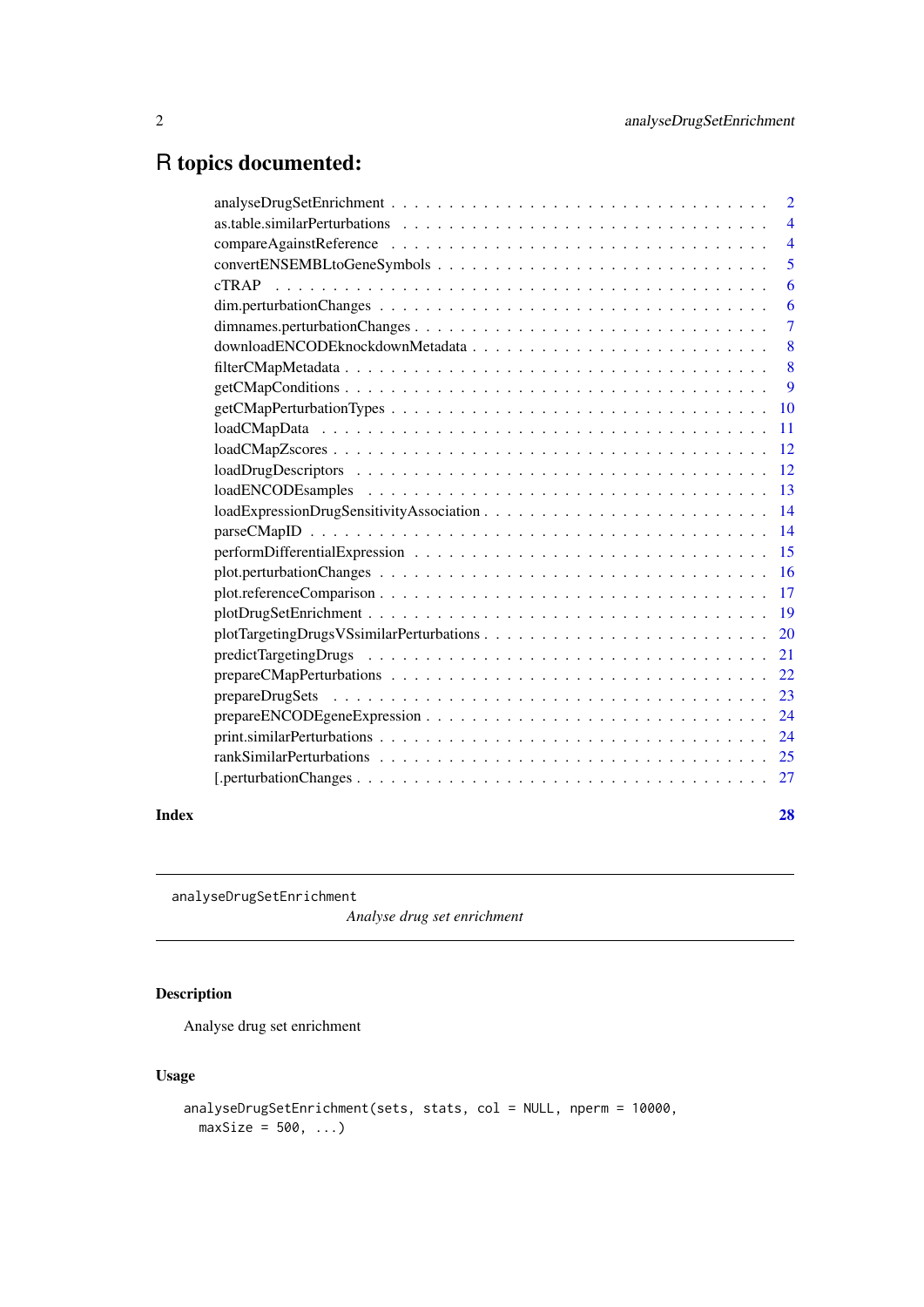# R topics documented:

- analyseDrugSetEnrichment . . . . . . . . . . . . . . . . . . . . . . . . . . . . . . 2
- as.table.similarPerturbations . . . . . . . . . . . . . . . . . . . . . . . . . . . . . 4
- compareAgainstReference . . . . . . . . . . . . . . . . . . . . . . . . . . . . . . . 4
- convertENSEMBLtoGeneSymbols . . . . . . . . . . . . . . . . . . . . . . . . . . . 5
- cTRAP . . . . . . . . . . . . . . . . . . . . . . . . . . . . . . . . . . . . . . . . 6
- dim.perturbationChanges . . . . . . . . . . . . . . . . . . . . . . . . . . . . . . . 6
- dimnames.perturbationChanges . . . . . . . . . . . . . . . . . . . . . . . . . . . . 7
- downloadENCODEknockdownMetadata . . . . . . . . . . . . . . . . . . . . . . . . . 8
- filterCMapMetadata . . . . . . . . . . . . . . . . . . . . . . . . . . . . . . . . . 8
- getCMapConditions . . . . . . . . . . . . . . . . . . . . . . . . . . . . . . . . . 9
- getCMapPerturbationTypes . . . . . . . . . . . . . . . . . . . . . . . . . . . . . . 10
- loadCMapData . . . . . . . . . . . . . . . . . . . . . . . . . . . . . . . . . . . . 11
- loadCMapZscores . . . . . . . . . . . . . . . . . . . . . . . . . . . . . . . . . . . 12
- loadDrugDescriptors . . . . . . . . . . . . . . . . . . . . . . . . . . . . . . . . . 12
- loadENCODEsamples . . . . . . . . . . . . . . . . . . . . . . . . . . . . . . . . . 13
- loadExpressionDrugSensitivityAssociation . . . . . . . . . . . . . . . . . . . . . . . 14
- parseCMapID . . . . . . . . . . . . . . . . . . . . . . . . . . . . . . . . . . . . 14
- performDifferentialExpression . . . . . . . . . . . . . . . . . . . . . . . . . . . . 15
- plot.perturbationChanges . . . . . . . . . . . . . . . . . . . . . . . . . . . . . . . 16
- plot.referenceComparison . . . . . . . . . . . . . . . . . . . . . . . . . . . . . . . 17
- plotDrugSetEnrichment . . . . . . . . . . . . . . . . . . . . . . . . . . . . . . . . 19
- plotTargetingDrugsVSsimilarPerturbations . . . . . . . . . . . . . . . . . . . . . . . 20
- predictTargetingDrugs . . . . . . . . . . . . . . . . . . . . . . . . . . . . . . . . 21
- prepareCMapPerturbations . . . . . . . . . . . . . . . . . . . . . . . . . . . . . . . 22
- prepareDrugSets . . . . . . . . . . . . . . . . . . . . . . . . . . . . . . . . . . . 23
- prepareENCODEgeneExpression . . . . . . . . . . . . . . . . . . . . . . . . . . . . 24
- print.similarPerturbations . . . . . . . . . . . . . . . . . . . . . . . . . . . . . . 24
- rankSimilarPerturbations . . . . . . . . . . . . . . . . . . . . . . . . . . . . . . . 25
- [.perturbationChanges . . . . . . . . . . . . . . . . . . . . . . . . . . . . . . . . 27

**Index** **28**

---

`analyseDrugSetEnrichment` *Analyse drug set enrichment*

---

## Description

Analyse drug set enrichment

## Usage

```
analyseDrugSetEnrichment(sets, stats, col = NULL, nperm = 10000,
  maxSize = 500, ...)
```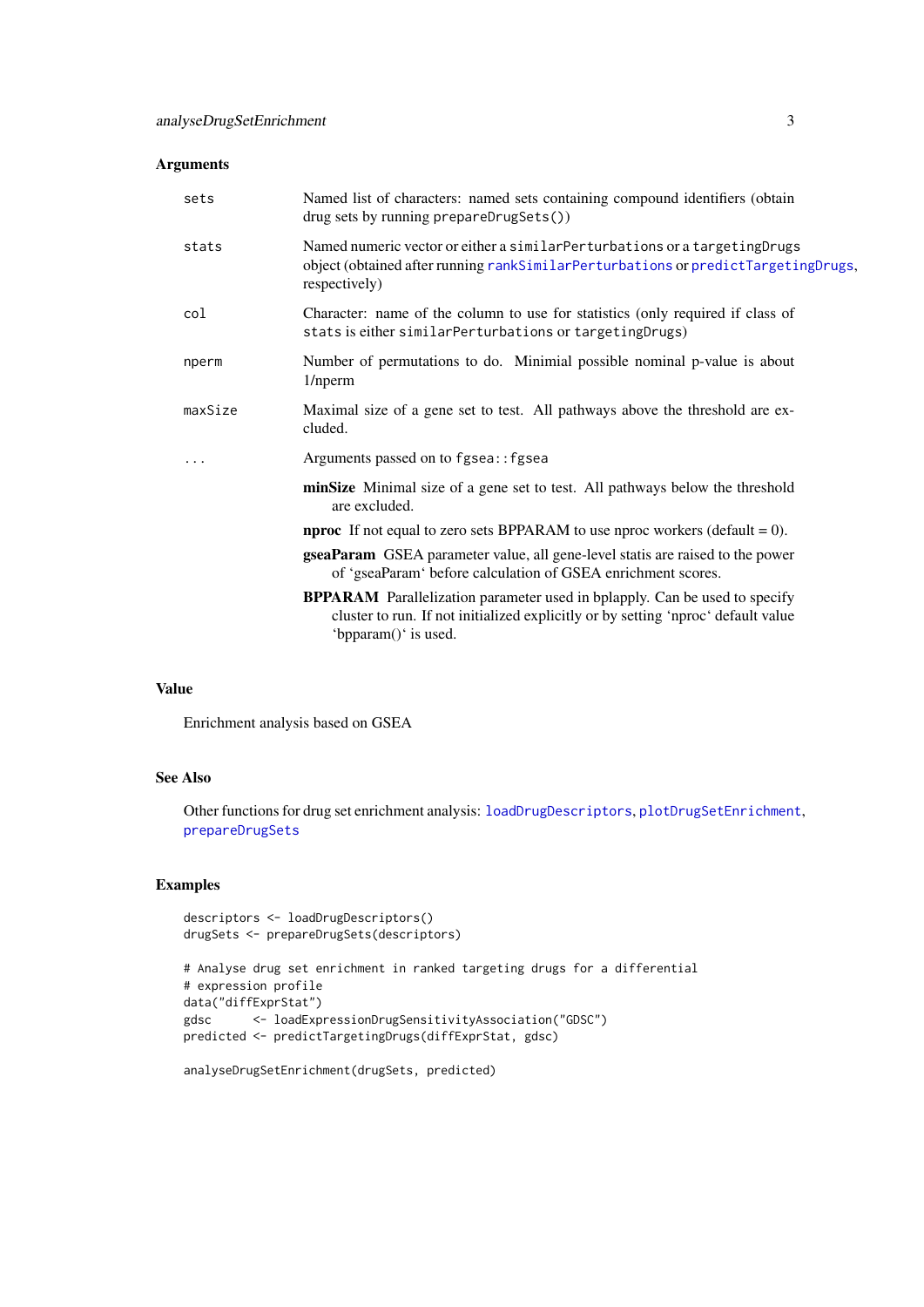## Arguments

| | |
|---|---|
| `sets` | Named list of characters: named sets containing compound identifiers (obtain drug sets by running `prepareDrugSets()`) |
| `stats` | Named numeric vector or either a `similarPerturbations` or a `targetingDrugs` object (obtained after running `rankSimilarPerturbations` or `predictTargetingDrugs`, respectively) |
| `col` | Character: name of the column to use for statistics (only required if class of `stats` is either `similarPerturbations` or `targetingDrugs`) |
| `nperm` | Number of permutations to do. Minimial possible nominal p-value is about 1/nperm |
| `maxSize` | Maximal size of a gene set to test. All pathways above the threshold are excluded. |
| `...` | Arguments passed on to `fgsea::fgsea` |

- **minSize** Minimal size of a gene set to test. All pathways below the threshold are excluded.
- **nproc** If not equal to zero sets BPPARAM to use nproc workers (default = 0).
- **gseaParam** GSEA parameter value, all gene-level statis are raised to the power of `gseaParam` before calculation of GSEA enrichment scores.
- **BPPARAM** Parallelization parameter used in bplapply. Can be used to specify cluster to run. If not initialized explicitly or by setting `nproc` default value `bpparam()` is used.

## Value

Enrichment analysis based on GSEA

## See Also

Other functions for drug set enrichment analysis: `loadDrugDescriptors`, `plotDrugSetEnrichment`, `prepareDrugSets`

## Examples

```
descriptors <- loadDrugDescriptors()
drugSets <- prepareDrugSets(descriptors)

# Analyse drug set enrichment in ranked targeting drugs for a differential
# expression profile
data("diffExprStat")
gdsc      <- loadExpressionDrugSensitivityAssociation("GDSC")
predicted <- predictTargetingDrugs(diffExprStat, gdsc)

analyseDrugSetEnrichment(drugSets, predicted)
```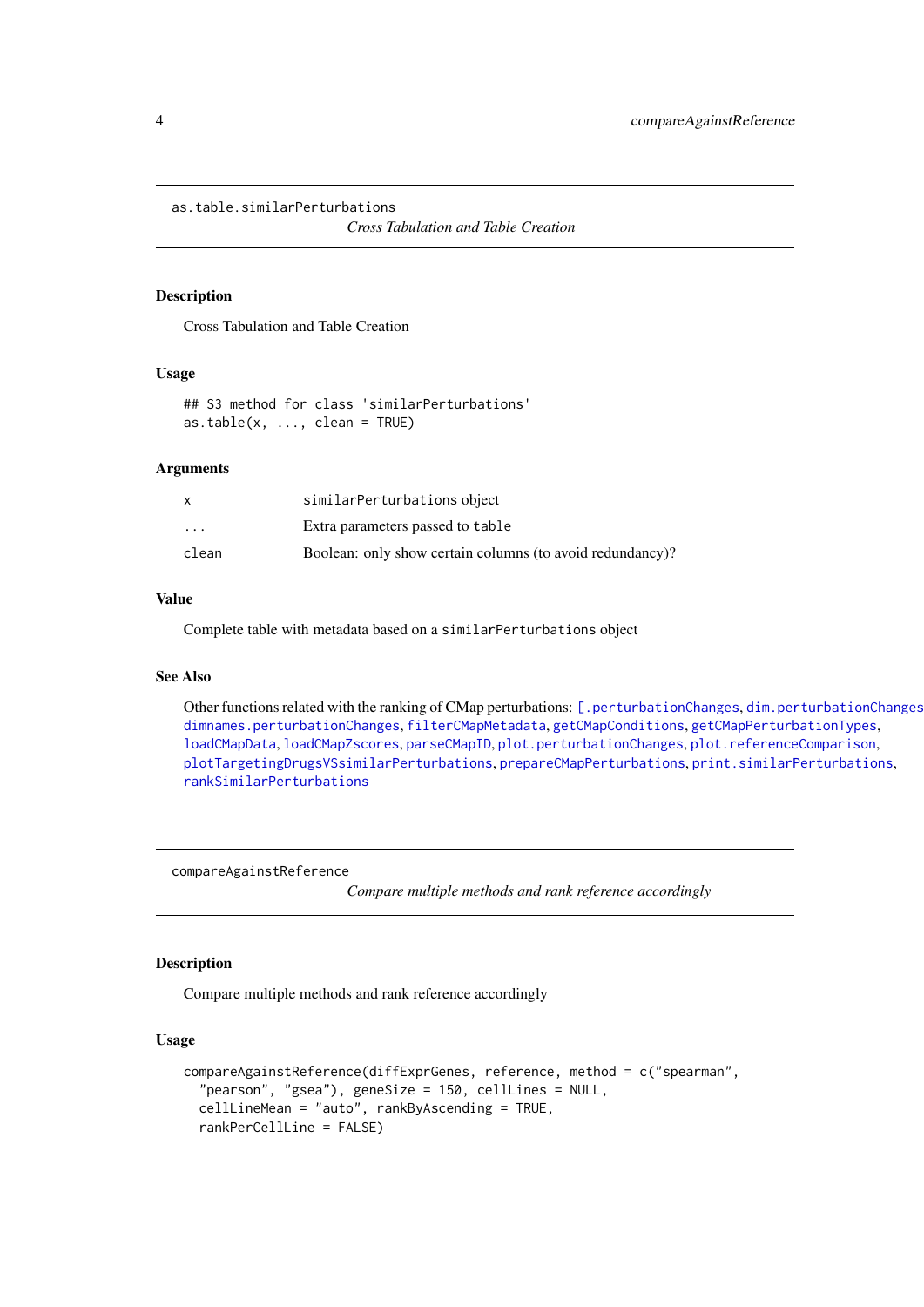## as.table.similarPerturbations

*Cross Tabulation and Table Creation*

### Description

Cross Tabulation and Table Creation

### Usage

```
## S3 method for class 'similarPerturbations'
as.table(x, ..., clean = TRUE)
```

### Arguments

| | |
|---|---|
| x | similarPerturbations object |
| ... | Extra parameters passed to table |
| clean | Boolean: only show certain columns (to avoid redundancy)? |

### Value

Complete table with metadata based on a similarPerturbations object

### See Also

Other functions related with the ranking of CMap perturbations: [.perturbationChanges, dim.perturbationChanges, dimnames.perturbationChanges, filterCMapMetadata, getCMapConditions, getCMapPerturbationTypes, loadCMapData, loadCMapZscores, parseCMapID, plot.perturbationChanges, plot.referenceComparison, plotTargetingDrugsVSsimilarPerturbations, prepareCMapPerturbations, print.similarPerturbations, rankSimilarPerturbations

## compareAgainstReference

*Compare multiple methods and rank reference accordingly*

### Description

Compare multiple methods and rank reference accordingly

### Usage

```
compareAgainstReference(diffExprGenes, reference, method = c("spearman",
  "pearson", "gsea"), geneSize = 150, cellLines = NULL,
  cellLineMean = "auto", rankByAscending = TRUE,
  rankPerCellLine = FALSE)
```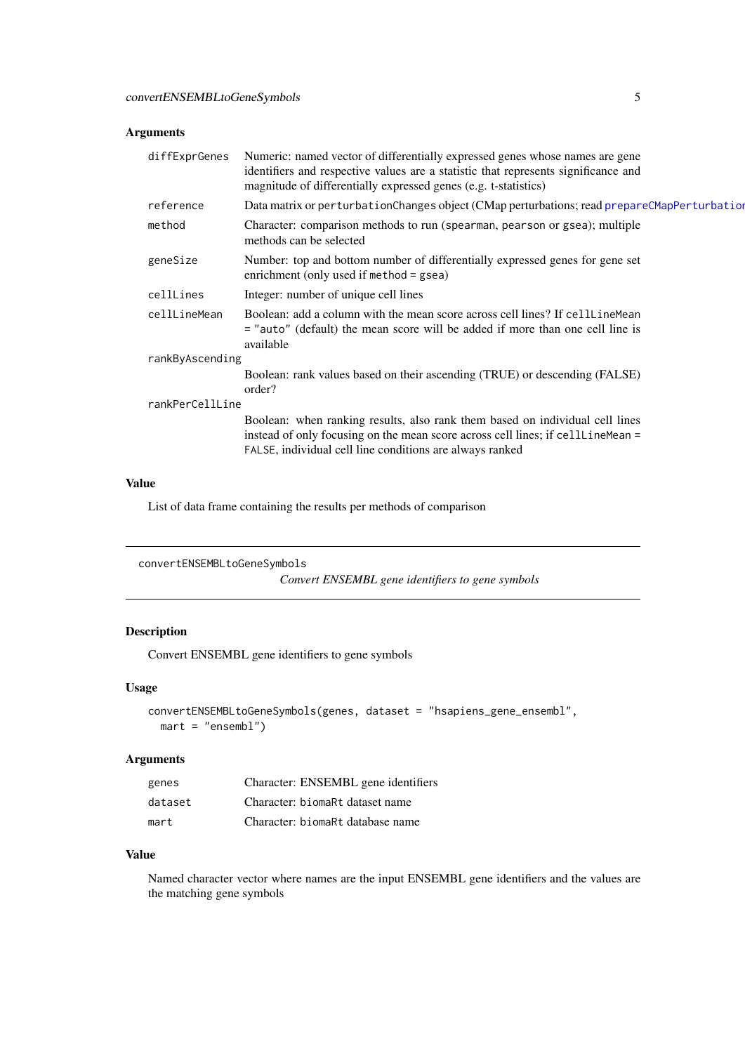### Arguments

| | |
|---|---|
| `diffExprGenes` | Numeric: named vector of differentially expressed genes whose names are gene identifiers and respective values are a statistic that represents significance and magnitude of differentially expressed genes (e.g. t-statistics) |
| `reference` | Data matrix or `perturbationChanges` object (CMap perturbations; read `prepareCMapPerturbation` |
| `method` | Character: comparison methods to run (`spearman`, `pearson` or `gsea`); multiple methods can be selected |
| `geneSize` | Number: top and bottom number of differentially expressed genes for gene set enrichment (only used if `method` = `gsea`) |
| `cellLines` | Integer: number of unique cell lines |
| `cellLineMean` | Boolean: add a column with the mean score across cell lines? If `cellLineMean` = `"auto"` (default) the mean score will be added if more than one cell line is available |
| `rankByAscending` | Boolean: rank values based on their ascending (TRUE) or descending (FALSE) order? |
| `rankPerCellLine` | Boolean: when ranking results, also rank them based on individual cell lines instead of only focusing on the mean score across cell lines; if `cellLineMean` = `FALSE`, individual cell line conditions are always ranked |

### Value

List of data frame containing the results per methods of comparison

---

## convertENSEMBLtoGeneSymbols

*Convert ENSEMBL gene identifiers to gene symbols*

---

### Description

Convert ENSEMBL gene identifiers to gene symbols

### Usage

```
convertENSEMBLtoGeneSymbols(genes, dataset = "hsapiens_gene_ensembl",
  mart = "ensembl")
```

### Arguments

| | |
|---|---|
| `genes` | Character: ENSEMBL gene identifiers |
| `dataset` | Character: `biomaRt` dataset name |
| `mart` | Character: `biomaRt` database name |

### Value

Named character vector where names are the input ENSEMBL gene identifiers and the values are the matching gene symbols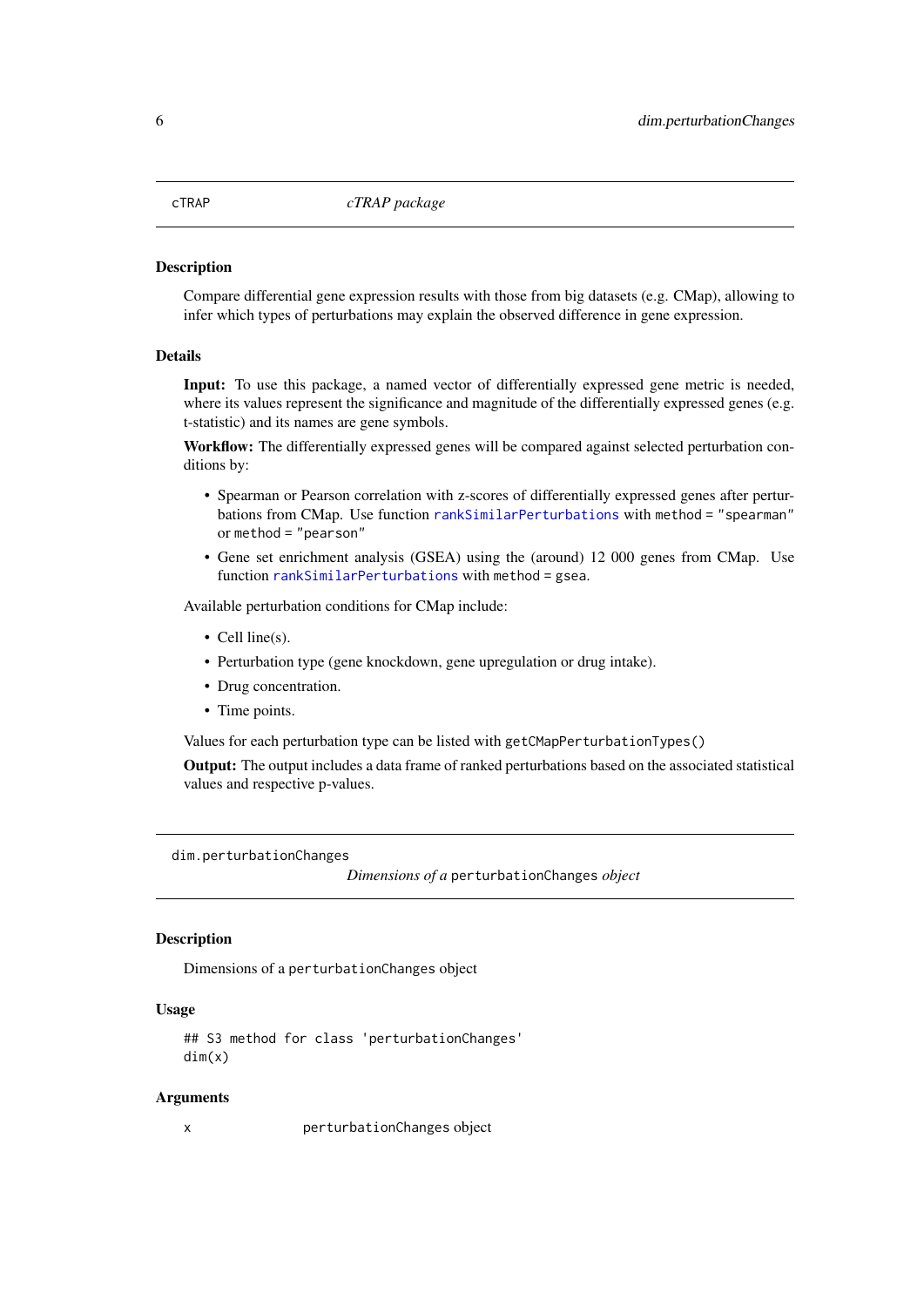## cTRAP — *cTRAP package*

### Description

Compare differential gene expression results with those from big datasets (e.g. CMap), allowing to infer which types of perturbations may explain the observed difference in gene expression.

### Details

**Input:** To use this package, a named vector of differentially expressed gene metric is needed, where its values represent the significance and magnitude of the differentially expressed genes (e.g. t-statistic) and its names are gene symbols.

**Workflow:** The differentially expressed genes will be compared against selected perturbation conditions by:

- Spearman or Pearson correlation with z-scores of differentially expressed genes after perturbations from CMap. Use function `rankSimilarPerturbations` with `method = "spearman"` or `method = "pearson"`
- Gene set enrichment analysis (GSEA) using the (around) 12 000 genes from CMap. Use function `rankSimilarPerturbations` with `method = gsea`.

Available perturbation conditions for CMap include:

- Cell line(s).
- Perturbation type (gene knockdown, gene upregulation or drug intake).
- Drug concentration.
- Time points.

Values for each perturbation type can be listed with `getCMapPerturbationTypes()`

**Output:** The output includes a data frame of ranked perturbations based on the associated statistical values and respective p-values.

## dim.perturbationChanges — *Dimensions of a* `perturbationChanges` *object*

### Description

Dimensions of a `perturbationChanges` object

### Usage

```
## S3 method for class 'perturbationChanges'
dim(x)
```

### Arguments

| | |
|---|---|
| x | `perturbationChanges` object |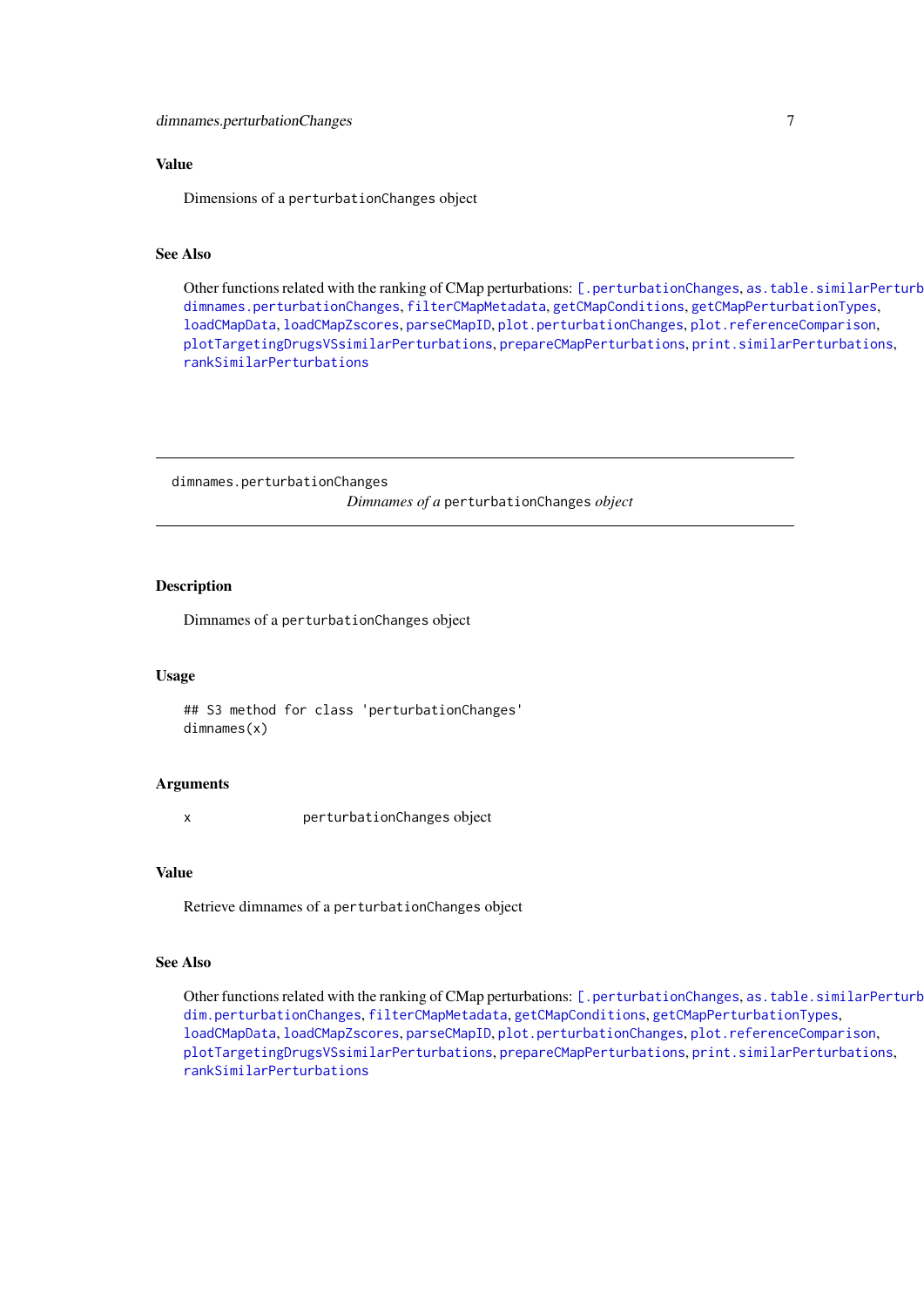## Value

Dimensions of a perturbationChanges object

## See Also

Other functions related with the ranking of CMap perturbations: [.perturbationChanges, as.table.similarPerturb dimnames.perturbationChanges, filterCMapMetadata, getCMapConditions, getCMapPerturbationTypes, loadCMapData, loadCMapZscores, parseCMapID, plot.perturbationChanges, plot.referenceComparison, plotTargetingDrugsVSsimilarPerturbations, prepareCMapPerturbations, print.similarPerturbations, rankSimilarPerturbations

---

# dimnames.perturbationChanges

*Dimnames of a* perturbationChanges *object*

---

## Description

Dimnames of a perturbationChanges object

## Usage

```
## S3 method for class 'perturbationChanges'
dimnames(x)
```

## Arguments

| | |
|---|---|
| x | perturbationChanges object |

## Value

Retrieve dimnames of a perturbationChanges object

## See Also

Other functions related with the ranking of CMap perturbations: [.perturbationChanges, as.table.similarPerturb dim.perturbationChanges, filterCMapMetadata, getCMapConditions, getCMapPerturbationTypes, loadCMapData, loadCMapZscores, parseCMapID, plot.perturbationChanges, plot.referenceComparison, plotTargetingDrugsVSsimilarPerturbations, prepareCMapPerturbations, print.similarPerturbations, rankSimilarPerturbations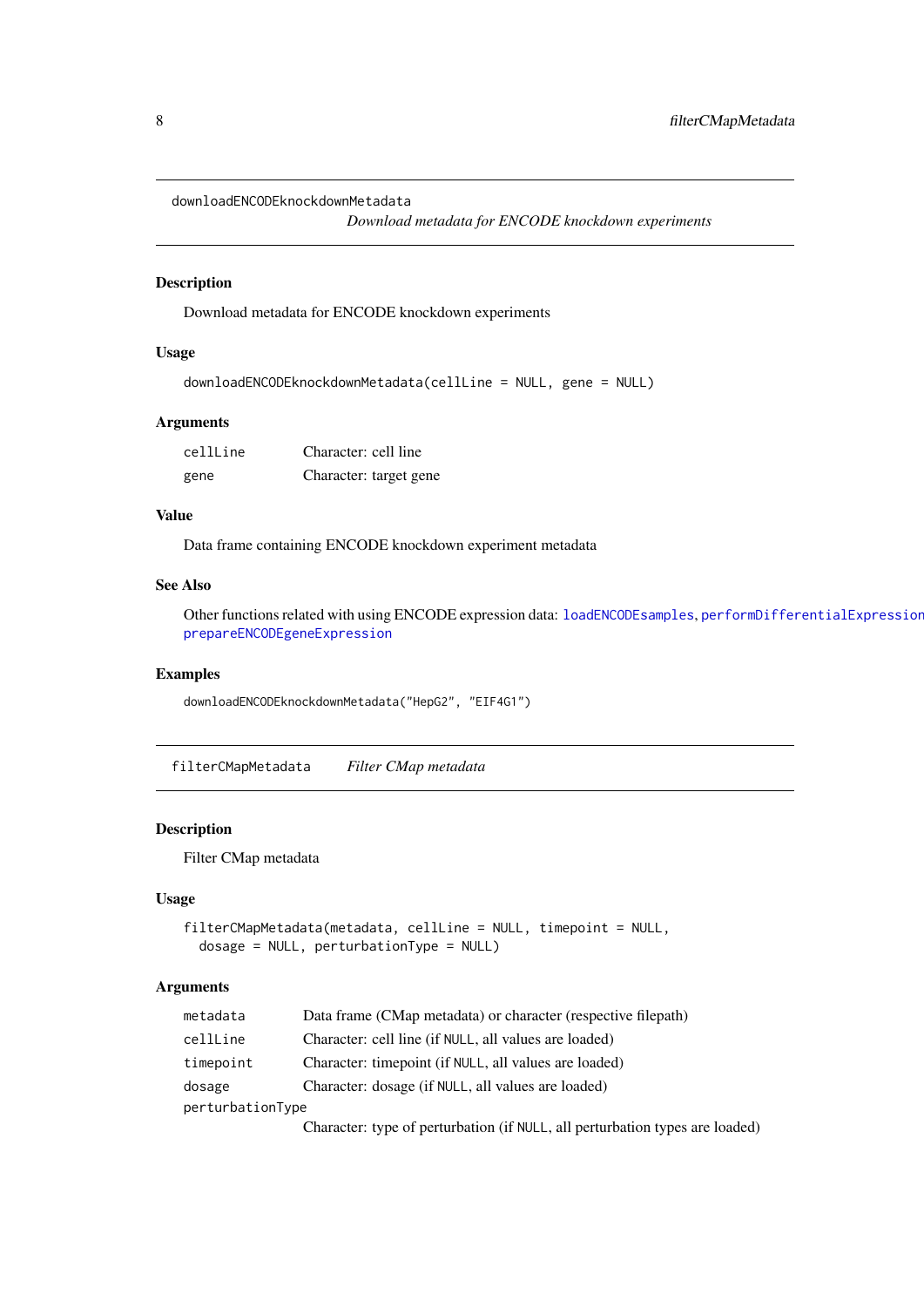## downloadENCODEknockdownMetadata

*Download metadata for ENCODE knockdown experiments*

### Description

Download metadata for ENCODE knockdown experiments

### Usage

```
downloadENCODEknockdownMetadata(cellLine = NULL, gene = NULL)
```

### Arguments

| | |
|---|---|
| cellLine | Character: cell line |
| gene | Character: target gene |

### Value

Data frame containing ENCODE knockdown experiment metadata

### See Also

Other functions related with using ENCODE expression data: loadENCODEsamples, performDifferentialExpression, prepareENCODEgeneExpression

### Examples

```
downloadENCODEknockdownMetadata("HepG2", "EIF4G1")
```

## filterCMapMetadata

*Filter CMap metadata*

### Description

Filter CMap metadata

### Usage

```
filterCMapMetadata(metadata, cellLine = NULL, timepoint = NULL,
  dosage = NULL, perturbationType = NULL)
```

### Arguments

| | |
|---|---|
| metadata | Data frame (CMap metadata) or character (respective filepath) |
| cellLine | Character: cell line (if NULL, all values are loaded) |
| timepoint | Character: timepoint (if NULL, all values are loaded) |
| dosage | Character: dosage (if NULL, all values are loaded) |
| perturbationType | Character: type of perturbation (if NULL, all perturbation types are loaded) |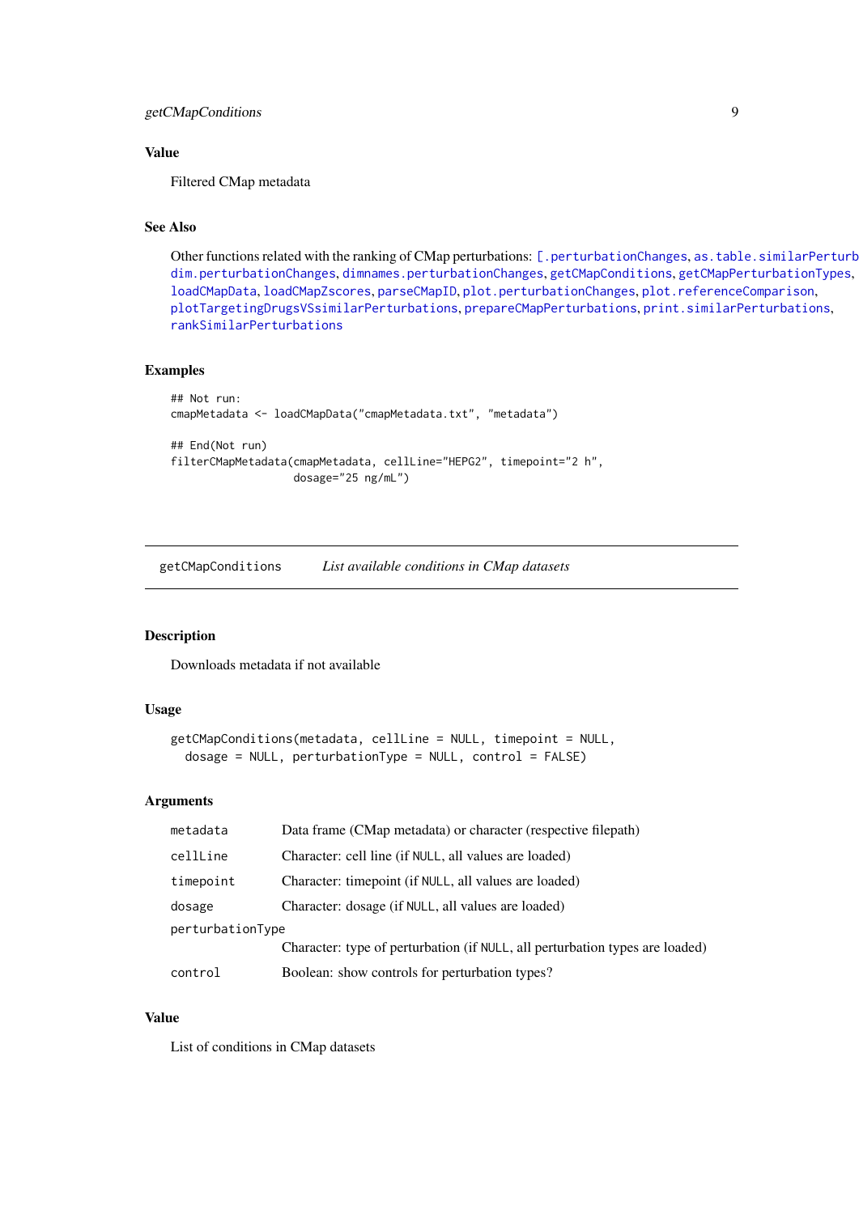## Value

Filtered CMap metadata

## See Also

Other functions related with the ranking of CMap perturbations: [.perturbationChanges, as.table.similarPerturb dim.perturbationChanges, dimnames.perturbationChanges, getCMapConditions, getCMapPerturbationTypes, loadCMapData, loadCMapZscores, parseCMapID, plot.perturbationChanges, plot.referenceComparison, plotTargetingDrugsVSsimilarPerturbations, prepareCMapPerturbations, print.similarPerturbations, rankSimilarPerturbations

## Examples

```
## Not run:
cmapMetadata <- loadCMapData("cmapMetadata.txt", "metadata")

## End(Not run)
filterCMapMetadata(cmapMetadata, cellLine="HEPG2", timepoint="2 h",
                   dosage="25 ng/mL")
```

---

# getCMapConditions *List available conditions in CMap datasets*

## Description

Downloads metadata if not available

## Usage

```
getCMapConditions(metadata, cellLine = NULL, timepoint = NULL,
  dosage = NULL, perturbationType = NULL, control = FALSE)
```

## Arguments

| | |
|---|---|
| metadata | Data frame (CMap metadata) or character (respective filepath) |
| cellLine | Character: cell line (if NULL, all values are loaded) |
| timepoint | Character: timepoint (if NULL, all values are loaded) |
| dosage | Character: dosage (if NULL, all values are loaded) |
| perturbationType | Character: type of perturbation (if NULL, all perturbation types are loaded) |
| control | Boolean: show controls for perturbation types? |

## Value

List of conditions in CMap datasets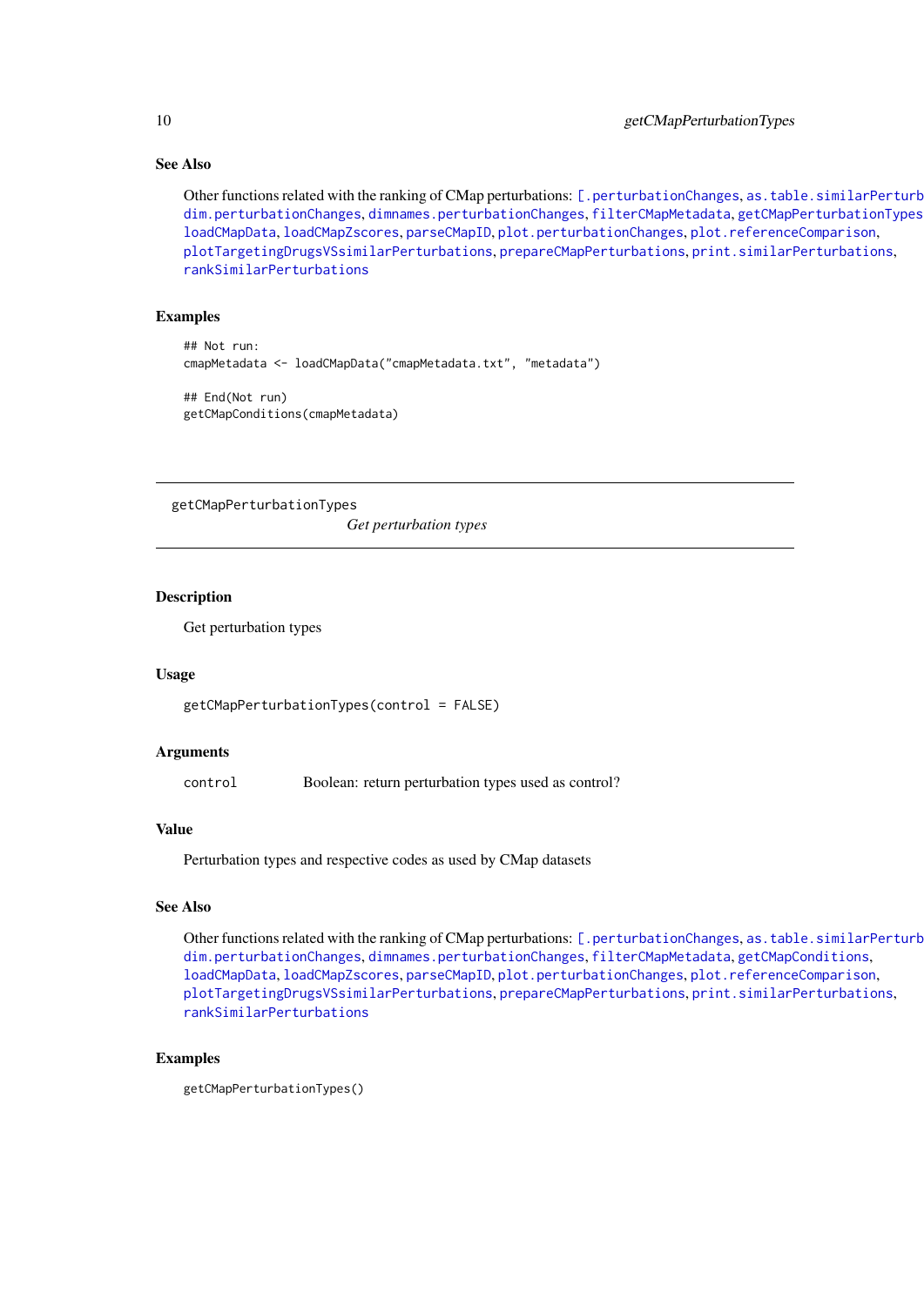### See Also

Other functions related with the ranking of CMap perturbations: [.perturbationChanges, as.table.similarPerturb dim.perturbationChanges, dimnames.perturbationChanges, filterCMapMetadata, getCMapPerturbationTypes loadCMapData, loadCMapZscores, parseCMapID, plot.perturbationChanges, plot.referenceComparison, plotTargetingDrugsVSsimilarPerturbations, prepareCMapPerturbations, print.similarPerturbations, rankSimilarPerturbations

### Examples

```
## Not run:
cmapMetadata <- loadCMapData("cmapMetadata.txt", "metadata")

## End(Not run)
getCMapConditions(cmapMetadata)
```

---

## getCMapPerturbationTypes

*Get perturbation types*

---

### Description

Get perturbation types

### Usage

```
getCMapPerturbationTypes(control = FALSE)
```

### Arguments

| | |
|---|---|
| control | Boolean: return perturbation types used as control? |

### Value

Perturbation types and respective codes as used by CMap datasets

### See Also

Other functions related with the ranking of CMap perturbations: [.perturbationChanges, as.table.similarPerturb dim.perturbationChanges, dimnames.perturbationChanges, filterCMapMetadata, getCMapConditions, loadCMapData, loadCMapZscores, parseCMapID, plot.perturbationChanges, plot.referenceComparison, plotTargetingDrugsVSsimilarPerturbations, prepareCMapPerturbations, print.similarPerturbations, rankSimilarPerturbations

### Examples

```
getCMapPerturbationTypes()
```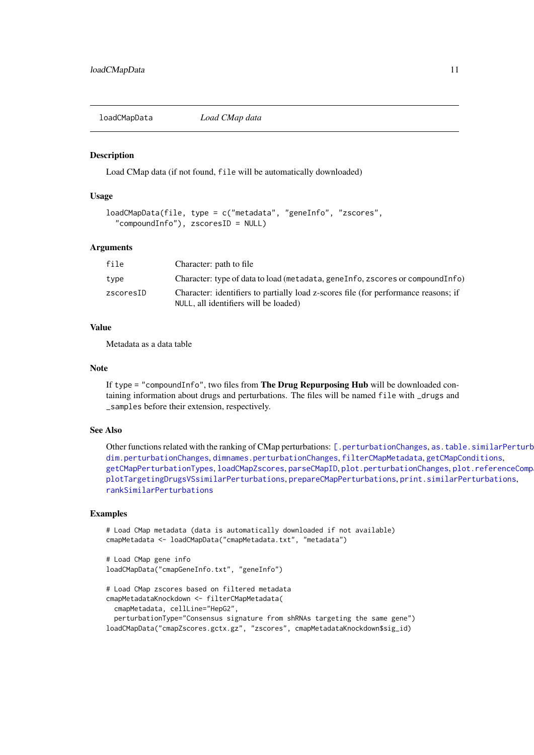loadCMapData    *Load CMap data*

## Description

Load CMap data (if not found, file will be automatically downloaded)

## Usage

```
loadCMapData(file, type = c("metadata", "geneInfo", "zscores",
  "compoundInfo"), zscoresID = NULL)
```

## Arguments

| | |
|---|---|
| file | Character: path to file |
| type | Character: type of data to load (metadata, geneInfo, zscores or compoundInfo) |
| zscoresID | Character: identifiers to partially load z-scores file (for performance reasons; if NULL, all identifiers will be loaded) |

## Value

Metadata as a data table

## Note

If type = "compoundInfo", two files from **The Drug Repurposing Hub** will be downloaded containing information about drugs and perturbations. The files will be named file with _drugs and _samples before their extension, respectively.

## See Also

Other functions related with the ranking of CMap perturbations: [.perturbationChanges, as.table.similarPerturb dim.perturbationChanges, dimnames.perturbationChanges, filterCMapMetadata, getCMapConditions, getCMapPerturbationTypes, loadCMapZscores, parseCMapID, plot.perturbationChanges, plot.referenceComp plotTargetingDrugsVSsimilarPerturbations, prepareCMapPerturbations, print.similarPerturbations, rankSimilarPerturbations

## Examples

```
# Load CMap metadata (data is automatically downloaded if not available)
cmapMetadata <- loadCMapData("cmapMetadata.txt", "metadata")

# Load CMap gene info
loadCMapData("cmapGeneInfo.txt", "geneInfo")

# Load CMap zscores based on filtered metadata
cmapMetadataKnockdown <- filterCMapMetadata(
  cmapMetadata, cellLine="HepG2",
  perturbationType="Consensus signature from shRNAs targeting the same gene")
loadCMapData("cmapZscores.gctx.gz", "zscores", cmapMetadataKnockdown$sig_id)
```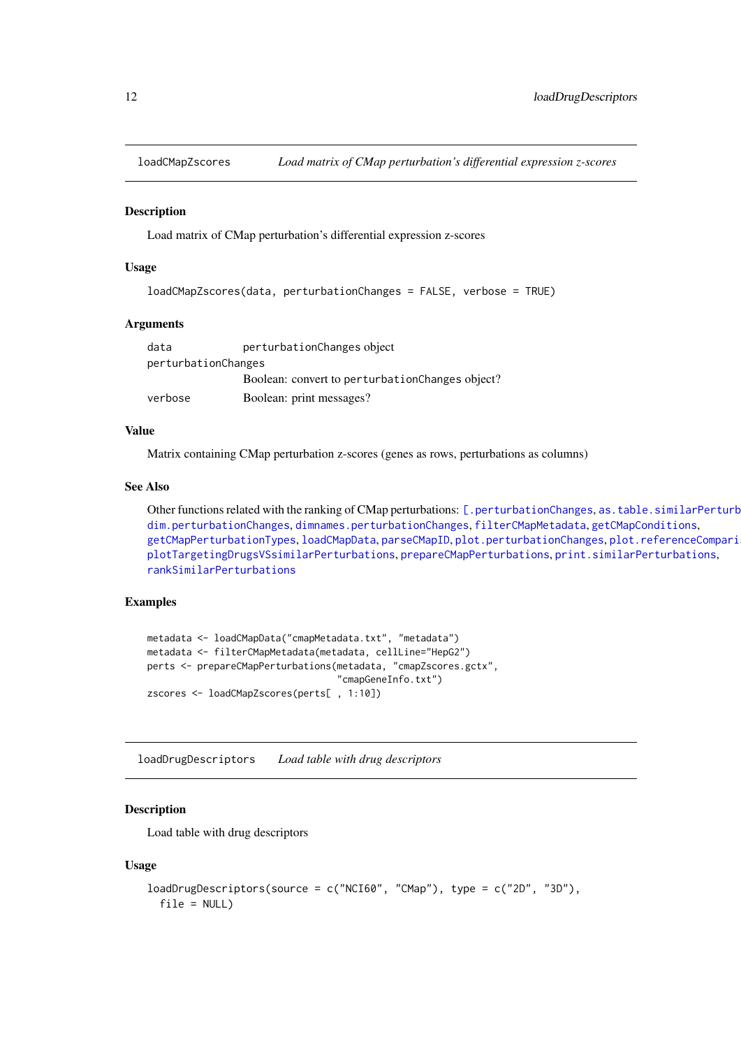## loadCMapZscores — *Load matrix of CMap perturbation's differential expression z-scores*

### Description

Load matrix of CMap perturbation's differential expression z-scores

### Usage

```
loadCMapZscores(data, perturbationChanges = FALSE, verbose = TRUE)
```

### Arguments

| | |
|---|---|
| data | perturbationChanges object |
| perturbationChanges | Boolean: convert to perturbationChanges object? |
| verbose | Boolean: print messages? |

### Value

Matrix containing CMap perturbation z-scores (genes as rows, perturbations as columns)

### See Also

Other functions related with the ranking of CMap perturbations: [.perturbationChanges, as.table.similarPerturb dim.perturbationChanges, dimnames.perturbationChanges, filterCMapMetadata, getCMapConditions, getCMapPerturbationTypes, loadCMapData, parseCMapID, plot.perturbationChanges, plot.referenceCompari plotTargetingDrugsVSsimilarPerturbations, prepareCMapPerturbations, print.similarPerturbations, rankSimilarPerturbations

### Examples

```
metadata <- loadCMapData("cmapMetadata.txt", "metadata")
metadata <- filterCMapMetadata(metadata, cellLine="HepG2")
perts <- prepareCMapPerturbations(metadata, "cmapZscores.gctx",
                                  "cmapGeneInfo.txt")
zscores <- loadCMapZscores(perts[ , 1:10])
```

## loadDrugDescriptors — *Load table with drug descriptors*

### Description

Load table with drug descriptors

### Usage

```
loadDrugDescriptors(source = c("NCI60", "CMap"), type = c("2D", "3D"),
  file = NULL)
```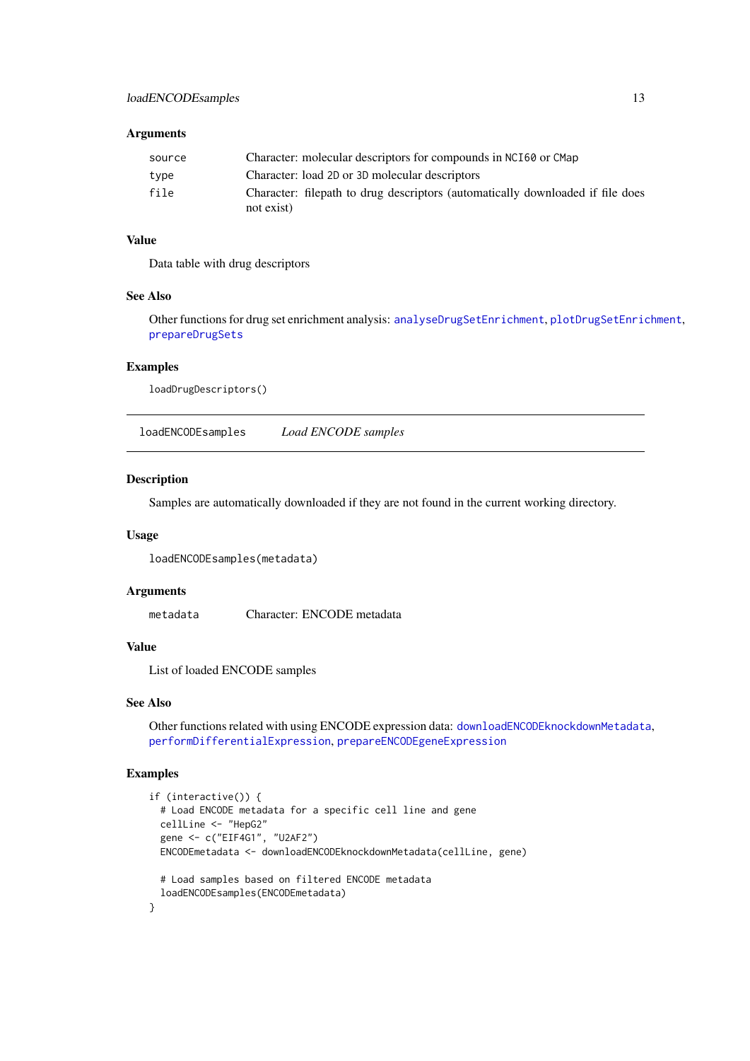### Arguments

| | |
|---|---|
| `source` | Character: molecular descriptors for compounds in `NCI60` or `CMap` |
| `type` | Character: load `2D` or `3D` molecular descriptors |
| `file` | Character: filepath to drug descriptors (automatically downloaded if file does not exist) |

### Value

Data table with drug descriptors

### See Also

Other functions for drug set enrichment analysis: `analyseDrugSetEnrichment`, `plotDrugSetEnrichment`, `prepareDrugSets`

### Examples

```
loadDrugDescriptors()
```

---

## loadENCODEsamples    *Load ENCODE samples*

---

### Description

Samples are automatically downloaded if they are not found in the current working directory.

### Usage

```
loadENCODEsamples(metadata)
```

### Arguments

| | |
|---|---|
| `metadata` | Character: ENCODE metadata |

### Value

List of loaded ENCODE samples

### See Also

Other functions related with using ENCODE expression data: `downloadENCODEknockdownMetadata`, `performDifferentialExpression`, `prepareENCODEgeneExpression`

### Examples

```
if (interactive()) {
  # Load ENCODE metadata for a specific cell line and gene
  cellLine <- "HepG2"
  gene <- c("EIF4G1", "U2AF2")
  ENCODEmetadata <- downloadENCODEknockdownMetadata(cellLine, gene)

  # Load samples based on filtered ENCODE metadata
  loadENCODEsamples(ENCODEmetadata)
}
```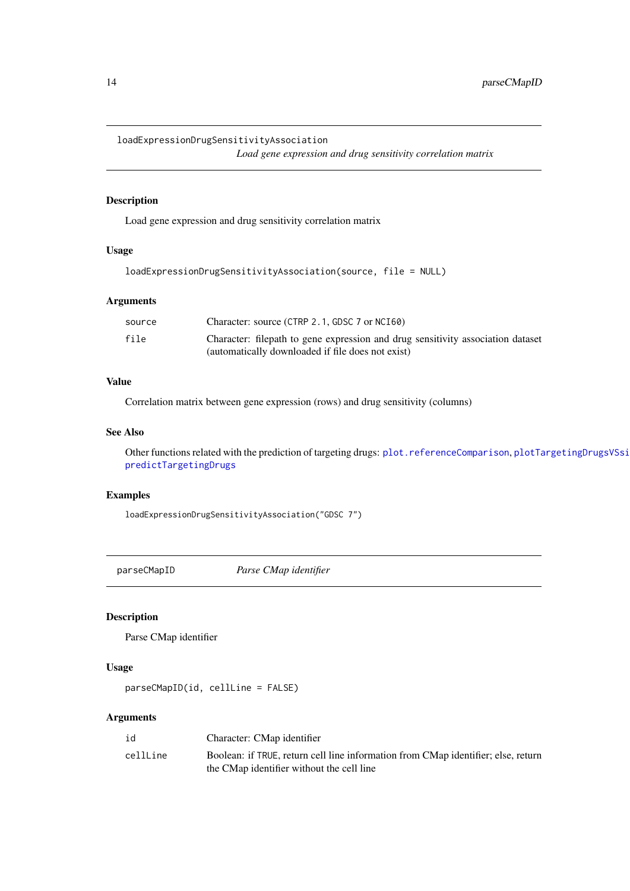## loadExpressionDrugSensitivityAssociation

*Load gene expression and drug sensitivity correlation matrix*

### Description

Load gene expression and drug sensitivity correlation matrix

### Usage

```
loadExpressionDrugSensitivityAssociation(source, file = NULL)
```

### Arguments

| | |
|---|---|
| source | Character: source (CTRP 2.1, GDSC 7 or NCI60) |
| file | Character: filepath to gene expression and drug sensitivity association dataset (automatically downloaded if file does not exist) |

### Value

Correlation matrix between gene expression (rows) and drug sensitivity (columns)

### See Also

Other functions related with the prediction of targeting drugs: plot.referenceComparison, plotTargetingDrugsVSsi predictTargetingDrugs

### Examples

```
loadExpressionDrugSensitivityAssociation("GDSC 7")
```

## parseCMapID

*Parse CMap identifier*

### Description

Parse CMap identifier

### Usage

```
parseCMapID(id, cellLine = FALSE)
```

### Arguments

| | |
|---|---|
| id | Character: CMap identifier |
| cellLine | Boolean: if TRUE, return cell line information from CMap identifier; else, return the CMap identifier without the cell line |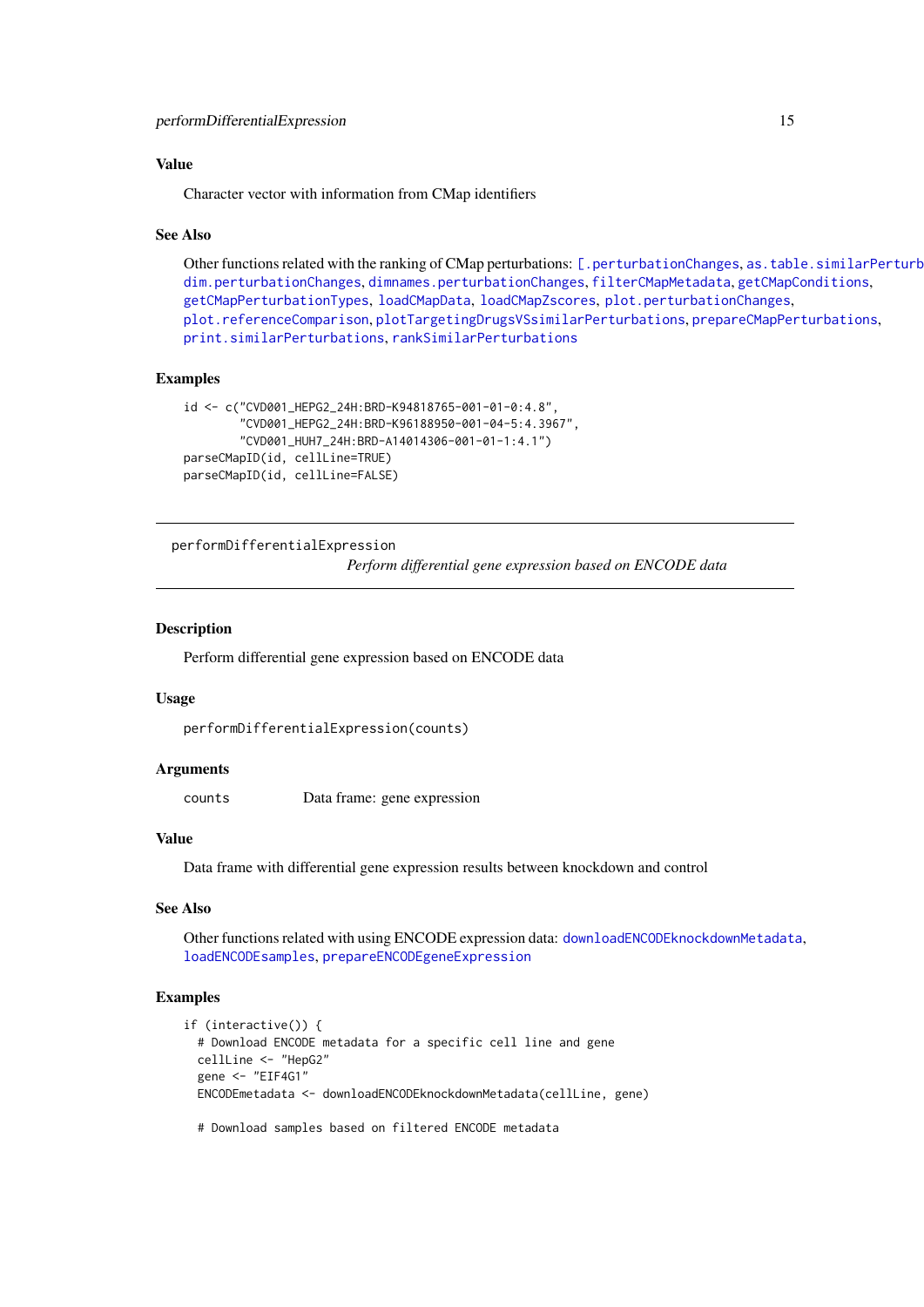### Value

Character vector with information from CMap identifiers

### See Also

Other functions related with the ranking of CMap perturbations: [.perturbationChanges, as.table.similarPerturb dim.perturbationChanges, dimnames.perturbationChanges, filterCMapMetadata, getCMapConditions, getCMapPerturbationTypes, loadCMapData, loadCMapZscores, plot.perturbationChanges, plot.referenceComparison, plotTargetingDrugsVSsimilarPerturbations, prepareCMapPerturbations, print.similarPerturbations, rankSimilarPerturbations

### Examples

```
id <- c("CVD001_HEPG2_24H:BRD-K94818765-001-01-0:4.8",
        "CVD001_HEPG2_24H:BRD-K96188950-001-04-5:4.3967",
        "CVD001_HUH7_24H:BRD-A14014306-001-01-1:4.1")
parseCMapID(id, cellLine=TRUE)
parseCMapID(id, cellLine=FALSE)
```

---

## performDifferentialExpression

*Perform differential gene expression based on ENCODE data*

---

### Description

Perform differential gene expression based on ENCODE data

### Usage

```
performDifferentialExpression(counts)
```

### Arguments

| | |
|---|---|
| counts | Data frame: gene expression |

### Value

Data frame with differential gene expression results between knockdown and control

### See Also

Other functions related with using ENCODE expression data: downloadENCODEknockdownMetadata, loadENCODEsamples, prepareENCODEgeneExpression

### Examples

```
if (interactive()) {
  # Download ENCODE metadata for a specific cell line and gene
  cellLine <- "HepG2"
  gene <- "EIF4G1"
  ENCODEmetadata <- downloadENCODEknockdownMetadata(cellLine, gene)

  # Download samples based on filtered ENCODE metadata
```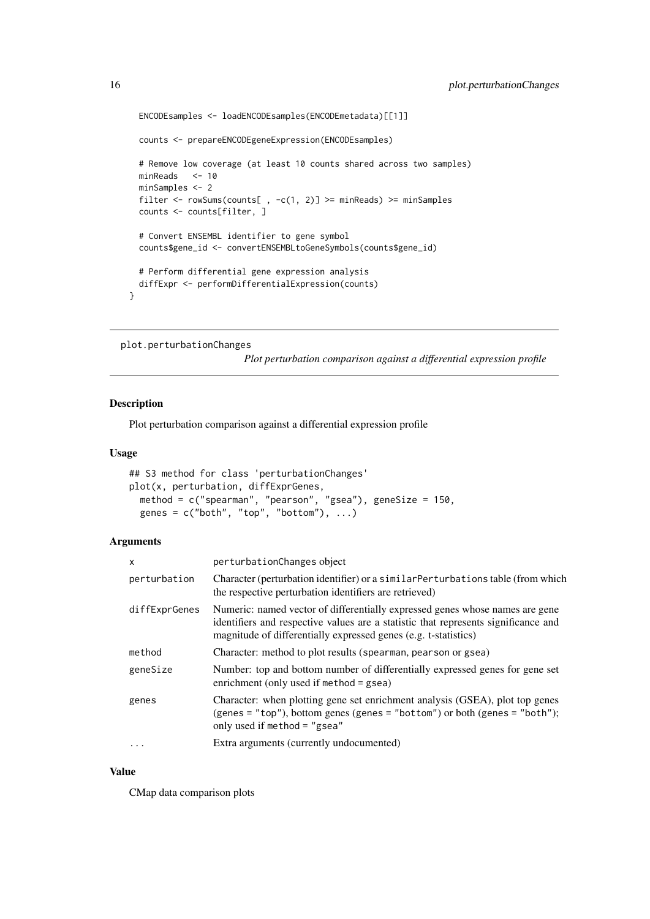```
    ENCODEsamples <- loadENCODEsamples(ENCODEmetadata)[[1]]

    counts <- prepareENCODEgeneExpression(ENCODEsamples)

    # Remove low coverage (at least 10 counts shared across two samples)
    minReads   <- 10
    minSamples <- 2
    filter <- rowSums(counts[ , -c(1, 2)] >= minReads) >= minSamples
    counts <- counts[filter, ]

    # Convert ENSEMBL identifier to gene symbol
    counts$gene_id <- convertENSEMBLtoGeneSymbols(counts$gene_id)

    # Perform differential gene expression analysis
    diffExpr <- performDifferentialExpression(counts)
}
```

## plot.perturbationChanges

*Plot perturbation comparison against a differential expression profile*

### Description

Plot perturbation comparison against a differential expression profile

### Usage

```
## S3 method for class 'perturbationChanges'
plot(x, perturbation, diffExprGenes,
  method = c("spearman", "pearson", "gsea"), geneSize = 150,
  genes = c("both", "top", "bottom"), ...)
```

### Arguments

| | |
|---|---|
| `x` | `perturbationChanges` object |
| `perturbation` | Character (perturbation identifier) or a `similarPerturbations` table (from which the respective perturbation identifiers are retrieved) |
| `diffExprGenes` | Numeric: named vector of differentially expressed genes whose names are gene identifiers and respective values are a statistic that represents significance and magnitude of differentially expressed genes (e.g. t-statistics) |
| `method` | Character: method to plot results (`spearman`, `pearson` or `gsea`) |
| `geneSize` | Number: top and bottom number of differentially expressed genes for gene set enrichment (only used if `method = gsea`) |
| `genes` | Character: when plotting gene set enrichment analysis (GSEA), plot top genes (`genes = "top"`), bottom genes (`genes = "bottom"`) or both (`genes = "both"`); only used if `method = "gsea"` |
| `...` | Extra arguments (currently undocumented) |

### Value

CMap data comparison plots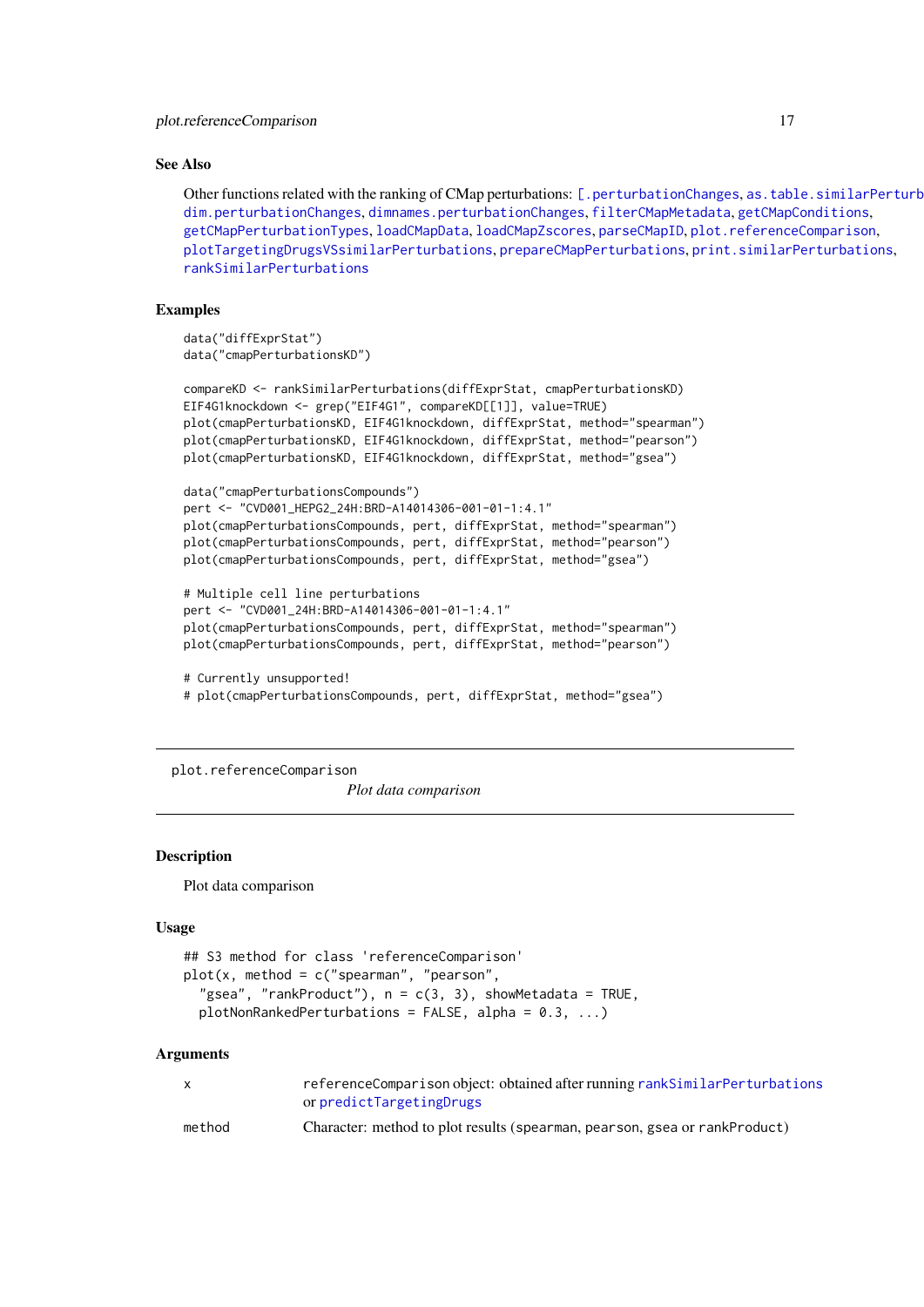### See Also

Other functions related with the ranking of CMap perturbations: [.perturbationChanges, as.table.similarPerturb dim.perturbationChanges, dimnames.perturbationChanges, filterCMapMetadata, getCMapConditions, getCMapPerturbationTypes, loadCMapData, loadCMapZscores, parseCMapID, plot.referenceComparison, plotTargetingDrugsVSsimilarPerturbations, prepareCMapPerturbations, print.similarPerturbations, rankSimilarPerturbations

### Examples

```
data("diffExprStat")
data("cmapPerturbationsKD")

compareKD <- rankSimilarPerturbations(diffExprStat, cmapPerturbationsKD)
EIF4G1knockdown <- grep("EIF4G1", compareKD[[1]], value=TRUE)
plot(cmapPerturbationsKD, EIF4G1knockdown, diffExprStat, method="spearman")
plot(cmapPerturbationsKD, EIF4G1knockdown, diffExprStat, method="pearson")
plot(cmapPerturbationsKD, EIF4G1knockdown, diffExprStat, method="gsea")

data("cmapPerturbationsCompounds")
pert <- "CVD001_HEPG2_24H:BRD-A14014306-001-01-1:4.1"
plot(cmapPerturbationsCompounds, pert, diffExprStat, method="spearman")
plot(cmapPerturbationsCompounds, pert, diffExprStat, method="pearson")
plot(cmapPerturbationsCompounds, pert, diffExprStat, method="gsea")

# Multiple cell line perturbations
pert <- "CVD001_24H:BRD-A14014306-001-01-1:4.1"
plot(cmapPerturbationsCompounds, pert, diffExprStat, method="spearman")
plot(cmapPerturbationsCompounds, pert, diffExprStat, method="pearson")

# Currently unsupported!
# plot(cmapPerturbationsCompounds, pert, diffExprStat, method="gsea")
```

---

## plot.referenceComparison    *Plot data comparison*

---

### Description

Plot data comparison

### Usage

```
## S3 method for class 'referenceComparison'
plot(x, method = c("spearman", "pearson",
  "gsea", "rankProduct"), n = c(3, 3), showMetadata = TRUE,
  plotNonRankedPerturbations = FALSE, alpha = 0.3, ...)
```

### Arguments

| | |
|---|---|
| x | referenceComparison object: obtained after running rankSimilarPerturbations or predictTargetingDrugs |
| method | Character: method to plot results (spearman, pearson, gsea or rankProduct) |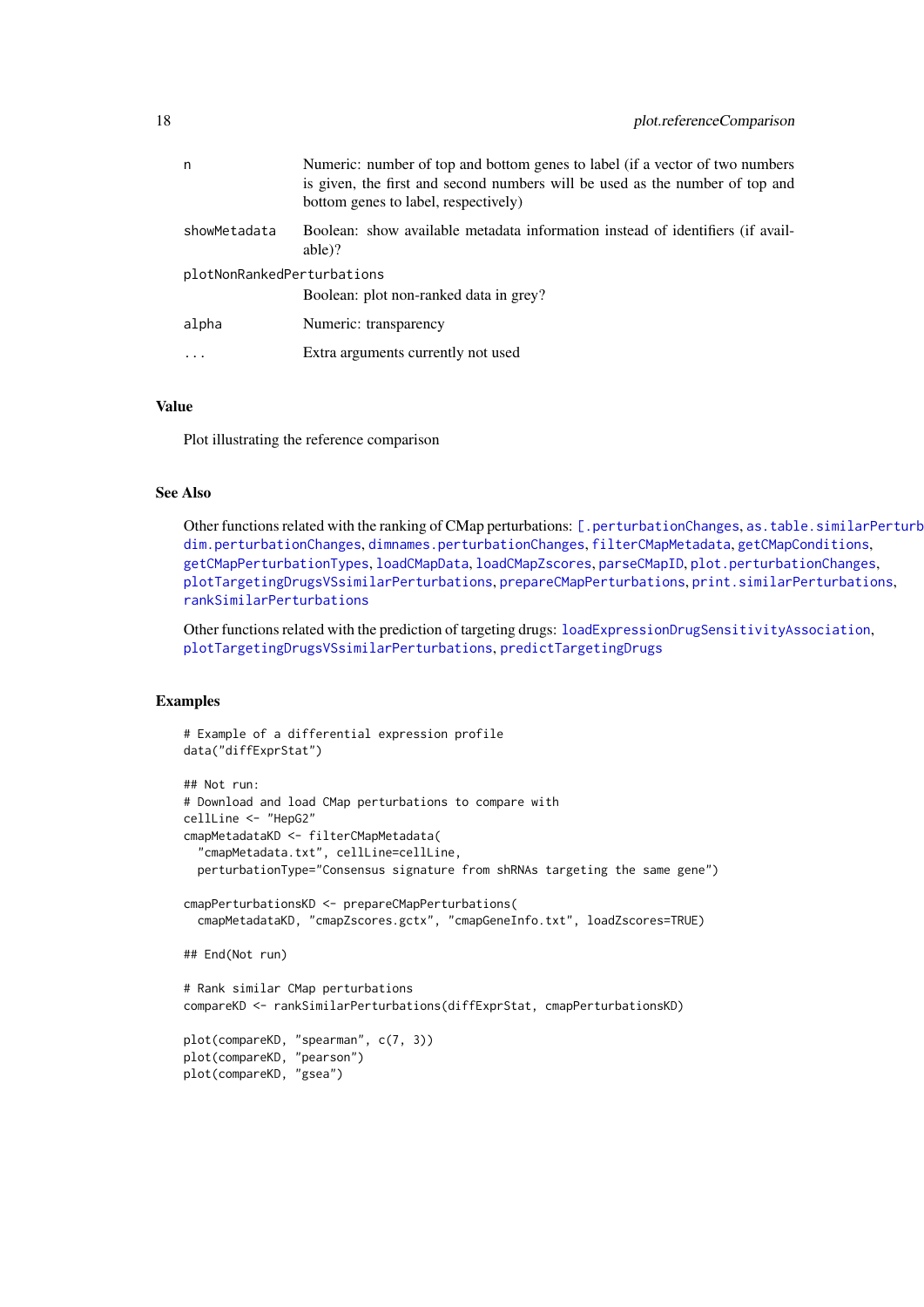| | |
|---|---|
| n | Numeric: number of top and bottom genes to label (if a vector of two numbers is given, the first and second numbers will be used as the number of top and bottom genes to label, respectively) |
| showMetadata | Boolean: show available metadata information instead of identifiers (if available)? |
| plotNonRankedPerturbations | Boolean: plot non-ranked data in grey? |
| alpha | Numeric: transparency |
| ... | Extra arguments currently not used |

### Value

Plot illustrating the reference comparison

### See Also

Other functions related with the ranking of CMap perturbations: [.perturbationChanges, as.table.similarPerturb dim.perturbationChanges, dimnames.perturbationChanges, filterCMapMetadata, getCMapConditions, getCMapPerturbationTypes, loadCMapData, loadCMapZscores, parseCMapID, plot.perturbationChanges, plotTargetingDrugsVSsimilarPerturbations, prepareCMapPerturbations, print.similarPerturbations, rankSimilarPerturbations

Other functions related with the prediction of targeting drugs: loadExpressionDrugSensitivityAssociation, plotTargetingDrugsVSsimilarPerturbations, predictTargetingDrugs

### Examples

```
# Example of a differential expression profile
data("diffExprStat")

## Not run:
# Download and load CMap perturbations to compare with
cellLine <- "HepG2"
cmapMetadataKD <- filterCMapMetadata(
  "cmapMetadata.txt", cellLine=cellLine,
  perturbationType="Consensus signature from shRNAs targeting the same gene")

cmapPerturbationsKD <- prepareCMapPerturbations(
  cmapMetadataKD, "cmapZscores.gctx", "cmapGeneInfo.txt", loadZscores=TRUE)

## End(Not run)

# Rank similar CMap perturbations
compareKD <- rankSimilarPerturbations(diffExprStat, cmapPerturbationsKD)

plot(compareKD, "spearman", c(7, 3))
plot(compareKD, "pearson")
plot(compareKD, "gsea")
```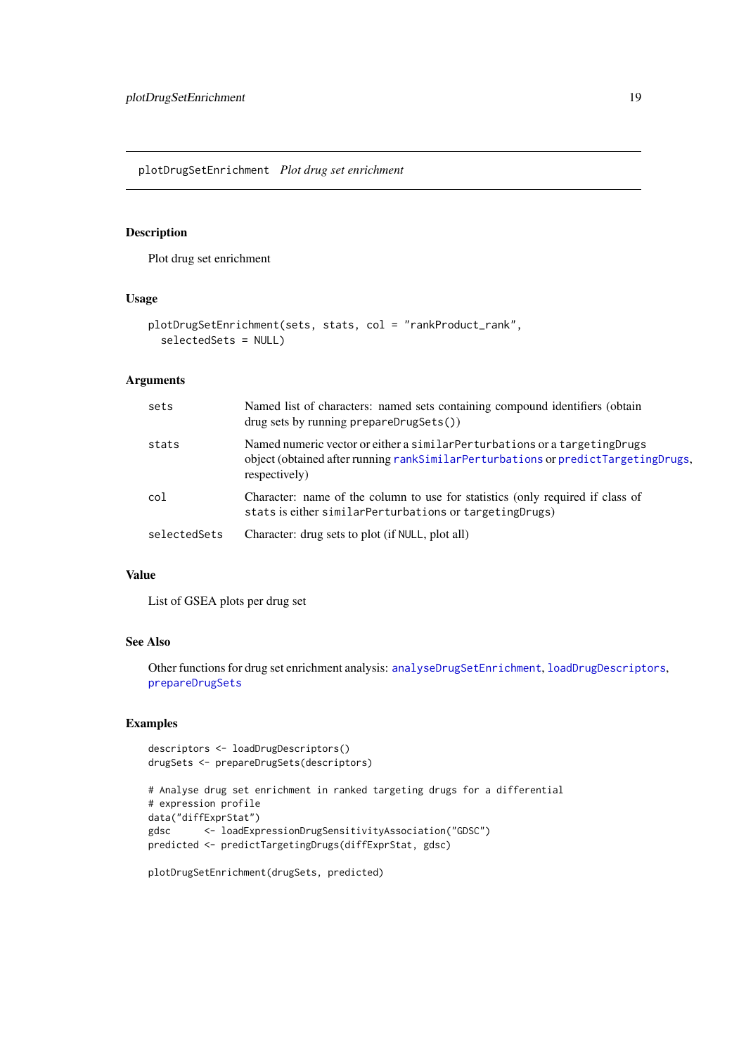## plotDrugSetEnrichment *Plot drug set enrichment*

### Description

Plot drug set enrichment

### Usage

```
plotDrugSetEnrichment(sets, stats, col = "rankProduct_rank",
  selectedSets = NULL)
```

### Arguments

| | |
|---|---|
| `sets` | Named list of characters: named sets containing compound identifiers (obtain drug sets by running `prepareDrugSets()`) |
| `stats` | Named numeric vector or either a `similarPerturbations` or a `targetingDrugs` object (obtained after running `rankSimilarPerturbations` or `predictTargetingDrugs`, respectively) |
| `col` | Character: name of the column to use for statistics (only required if class of `stats` is either `similarPerturbations` or `targetingDrugs`) |
| `selectedSets` | Character: drug sets to plot (if `NULL`, plot all) |

### Value

List of GSEA plots per drug set

### See Also

Other functions for drug set enrichment analysis: `analyseDrugSetEnrichment`, `loadDrugDescriptors`, `prepareDrugSets`

### Examples

```
descriptors <- loadDrugDescriptors()
drugSets <- prepareDrugSets(descriptors)

# Analyse drug set enrichment in ranked targeting drugs for a differential
# expression profile
data("diffExprStat")
gdsc      <- loadExpressionDrugSensitivityAssociation("GDSC")
predicted <- predictTargetingDrugs(diffExprStat, gdsc)

plotDrugSetEnrichment(drugSets, predicted)
```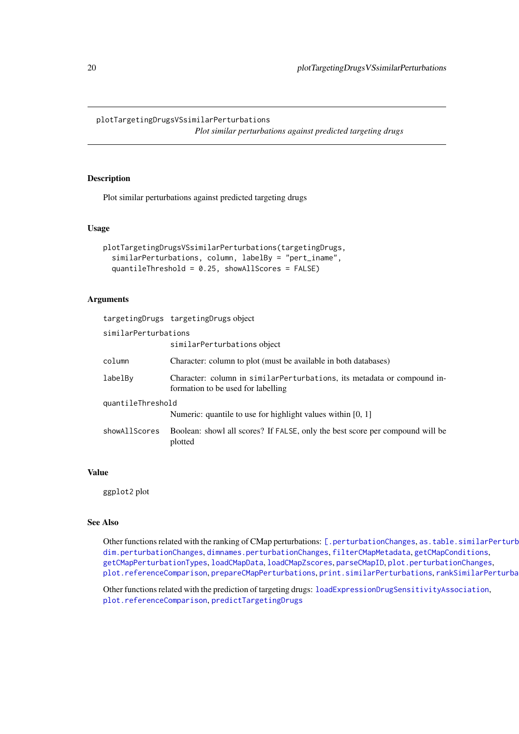## plotTargetingDrugsVSsimilarPerturbations

*Plot similar perturbations against predicted targeting drugs*

### Description

Plot similar perturbations against predicted targeting drugs

### Usage

```
plotTargetingDrugsVSsimilarPerturbations(targetingDrugs,
  similarPerturbations, column, labelBy = "pert_iname",
  quantileThreshold = 0.25, showAllScores = FALSE)
```

### Arguments

- `targetingDrugs` — targetingDrugs object
- `similarPerturbations` — similarPerturbations object
- `column` — Character: column to plot (must be available in both databases)
- `labelBy` — Character: column in `similarPerturbations`, its metadata or compound information to be used for labelling
- `quantileThreshold` — Numeric: quantile to use for highlight values within [0, 1]
- `showAllScores` — Boolean: showl all scores? If `FALSE`, only the best score per compound will be plotted

### Value

`ggplot2` plot

### See Also

Other functions related with the ranking of CMap perturbations: `[.perturbationChanges`, `as.table.similarPerturb`, `dim.perturbationChanges`, `dimnames.perturbationChanges`, `filterCMapMetadata`, `getCMapConditions`, `getCMapPerturbationTypes`, `loadCMapData`, `loadCMapZscores`, `parseCMapID`, `plot.perturbationChanges`, `plot.referenceComparison`, `prepareCMapPerturbations`, `print.similarPerturbations`, `rankSimilarPerturba`

Other functions related with the prediction of targeting drugs: `loadExpressionDrugSensitivityAssociation`, `plot.referenceComparison`, `predictTargetingDrugs`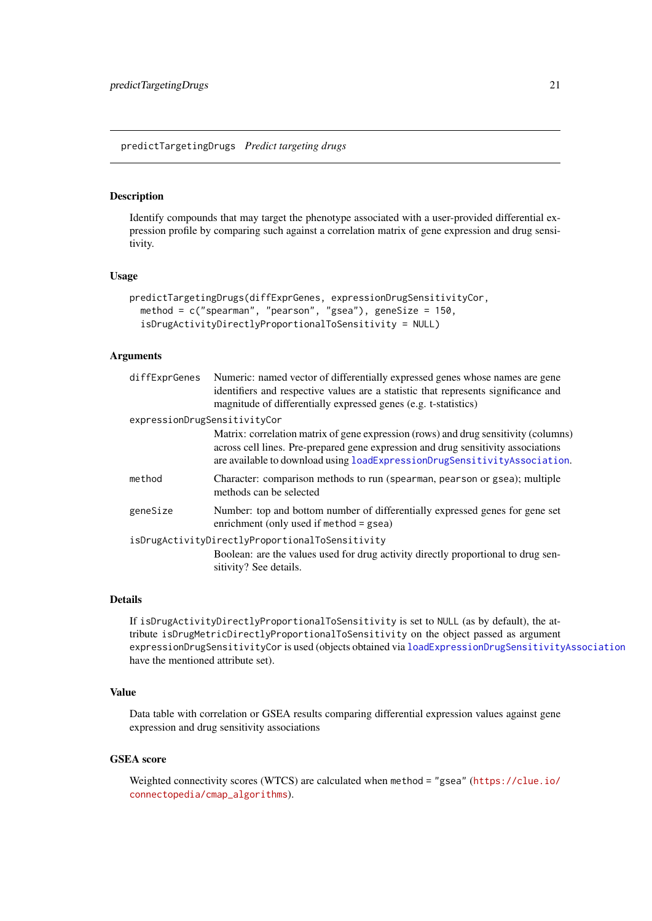## predictTargetingDrugs *Predict targeting drugs*

### Description

Identify compounds that may target the phenotype associated with a user-provided differential expression profile by comparing such against a correlation matrix of gene expression and drug sensitivity.

### Usage

```
predictTargetingDrugs(diffExprGenes, expressionDrugSensitivityCor,
  method = c("spearman", "pearson", "gsea"), geneSize = 150,
  isDrugActivityDirectlyProportionalToSensitivity = NULL)
```

### Arguments

`diffExprGenes`
: Numeric: named vector of differentially expressed genes whose names are gene identifiers and respective values are a statistic that represents significance and magnitude of differentially expressed genes (e.g. t-statistics)

`expressionDrugSensitivityCor`
: Matrix: correlation matrix of gene expression (rows) and drug sensitivity (columns) across cell lines. Pre-prepared gene expression and drug sensitivity associations are available to download using `loadExpressionDrugSensitivityAssociation`.

`method`
: Character: comparison methods to run (`spearman`, `pearson` or `gsea`); multiple methods can be selected

`geneSize`
: Number: top and bottom number of differentially expressed genes for gene set enrichment (only used if `method = gsea`)

`isDrugActivityDirectlyProportionalToSensitivity`
: Boolean: are the values used for drug activity directly proportional to drug sensitivity? See details.

### Details

If `isDrugActivityDirectlyProportionalToSensitivity` is set to `NULL` (as by default), the attribute `isDrugMetricDirectlyProportionalToSensitivity` on the object passed as argument `expressionDrugSensitivityCor` is used (objects obtained via `loadExpressionDrugSensitivityAssociation` have the mentioned attribute set).

### Value

Data table with correlation or GSEA results comparing differential expression values against gene expression and drug sensitivity associations

### GSEA score

Weighted connectivity scores (WTCS) are calculated when `method = "gsea"` (`https://clue.io/connectopedia/cmap_algorithms`).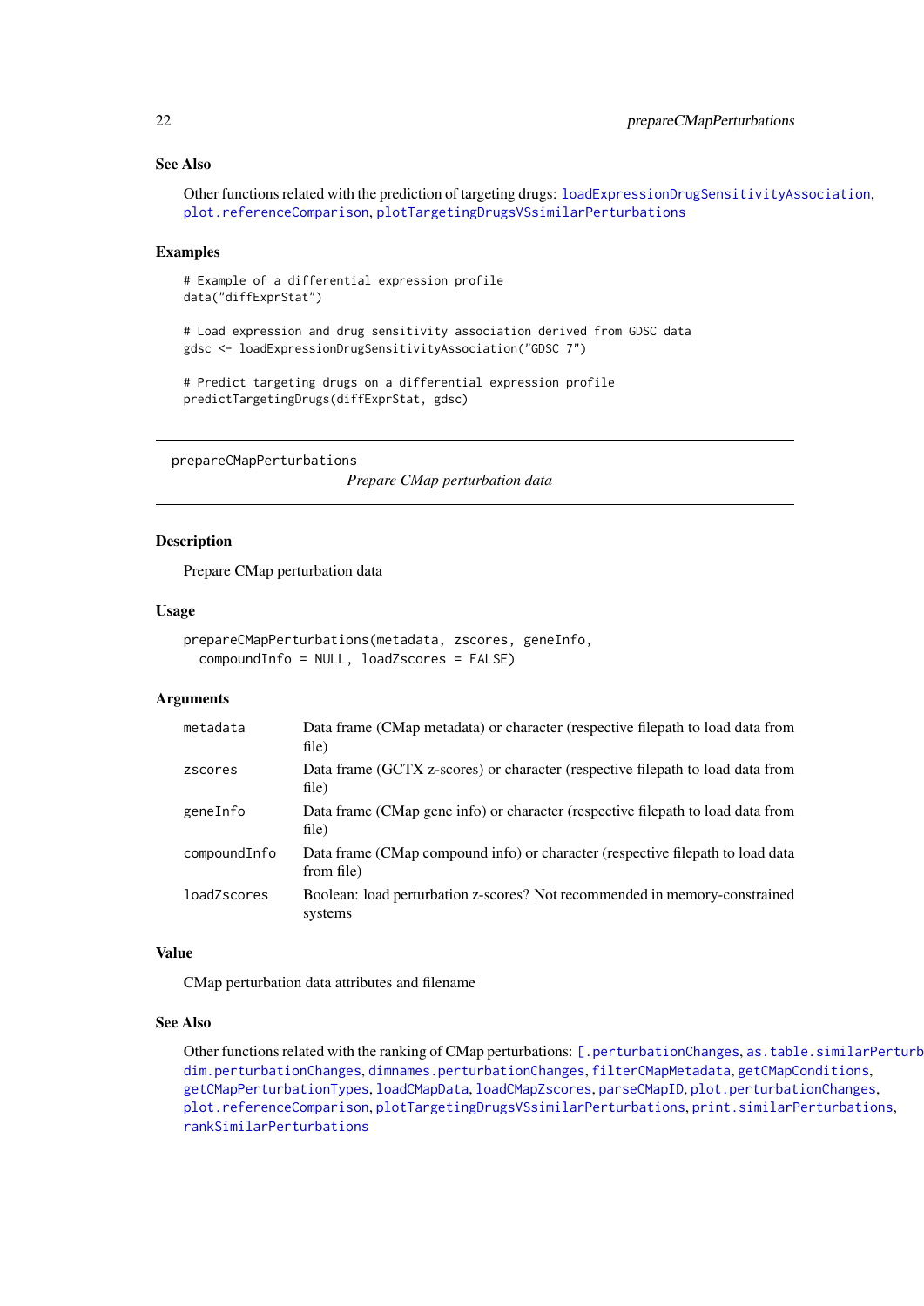### See Also

Other functions related with the prediction of targeting drugs: loadExpressionDrugSensitivityAssociation, plot.referenceComparison, plotTargetingDrugsVSsimilarPerturbations

### Examples

```
# Example of a differential expression profile
data("diffExprStat")

# Load expression and drug sensitivity association derived from GDSC data
gdsc <- loadExpressionDrugSensitivityAssociation("GDSC 7")

# Predict targeting drugs on a differential expression profile
predictTargetingDrugs(diffExprStat, gdsc)
```

---

## prepareCMapPerturbations

*Prepare CMap perturbation data*

---

### Description

Prepare CMap perturbation data

### Usage

```
prepareCMapPerturbations(metadata, zscores, geneInfo,
  compoundInfo = NULL, loadZscores = FALSE)
```

### Arguments

| | |
|---|---|
| metadata | Data frame (CMap metadata) or character (respective filepath to load data from file) |
| zscores | Data frame (GCTX z-scores) or character (respective filepath to load data from file) |
| geneInfo | Data frame (CMap gene info) or character (respective filepath to load data from file) |
| compoundInfo | Data frame (CMap compound info) or character (respective filepath to load data from file) |
| loadZscores | Boolean: load perturbation z-scores? Not recommended in memory-constrained systems |

### Value

CMap perturbation data attributes and filename

### See Also

Other functions related with the ranking of CMap perturbations: [.perturbationChanges, as.table.similarPerturb dim.perturbationChanges, dimnames.perturbationChanges, filterCMapMetadata, getCMapConditions, getCMapPerturbationTypes, loadCMapData, loadCMapZscores, parseCMapID, plot.perturbationChanges, plot.referenceComparison, plotTargetingDrugsVSsimilarPerturbations, print.similarPerturbations, rankSimilarPerturbations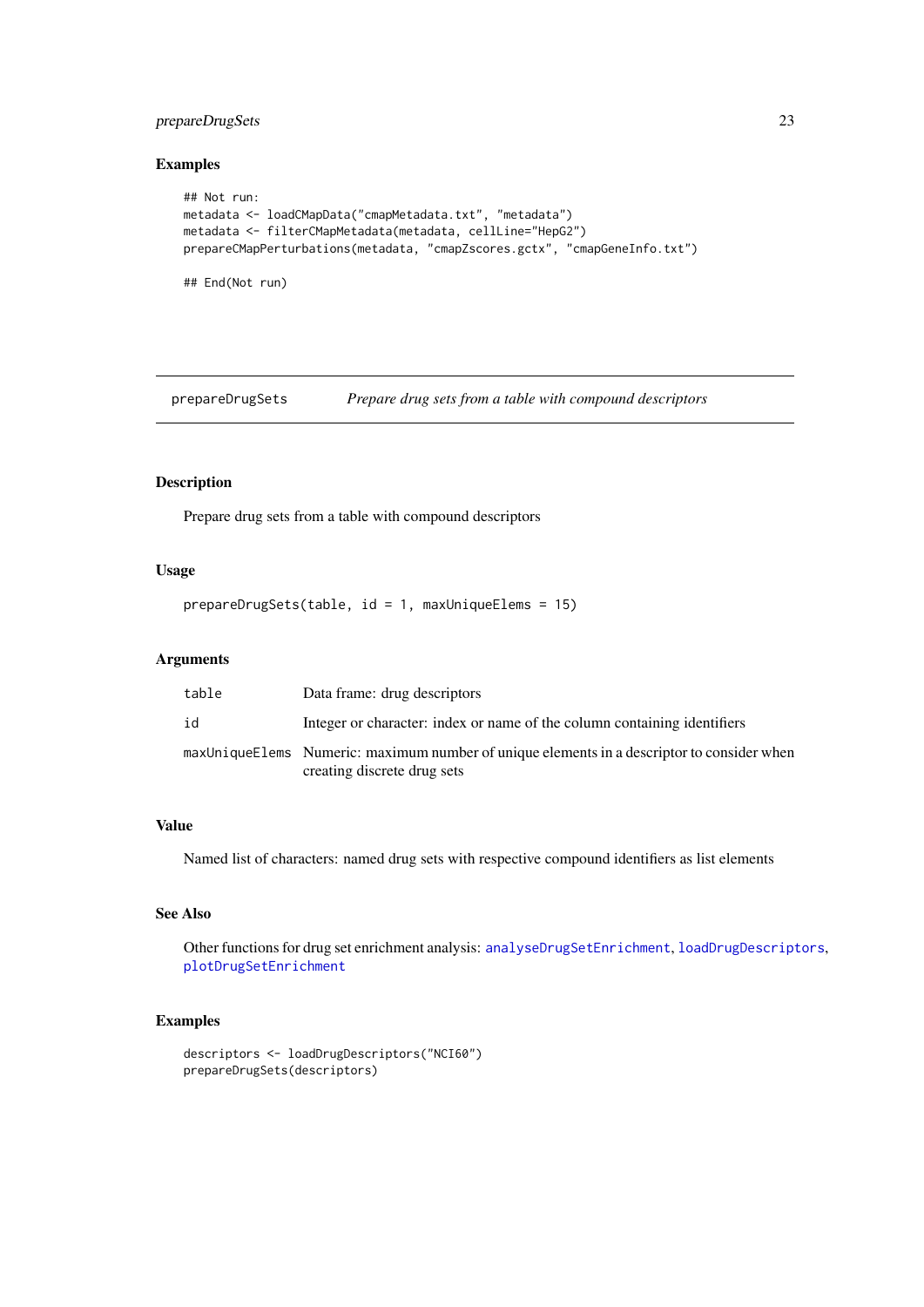## Examples

```
## Not run:
metadata <- loadCMapData("cmapMetadata.txt", "metadata")
metadata <- filterCMapMetadata(metadata, cellLine="HepG2")
prepareCMapPerturbations(metadata, "cmapZscores.gctx", "cmapGeneInfo.txt")

## End(Not run)
```

---

# prepareDrugSets    *Prepare drug sets from a table with compound descriptors*

---

## Description

Prepare drug sets from a table with compound descriptors

## Usage

```
prepareDrugSets(table, id = 1, maxUniqueElems = 15)
```

## Arguments

| | |
|---|---|
| table | Data frame: drug descriptors |
| id | Integer or character: index or name of the column containing identifiers |
| maxUniqueElems | Numeric: maximum number of unique elements in a descriptor to consider when creating discrete drug sets |

## Value

Named list of characters: named drug sets with respective compound identifiers as list elements

## See Also

Other functions for drug set enrichment analysis: analyseDrugSetEnrichment, loadDrugDescriptors, plotDrugSetEnrichment

## Examples

```
descriptors <- loadDrugDescriptors("NCI60")
prepareDrugSets(descriptors)
```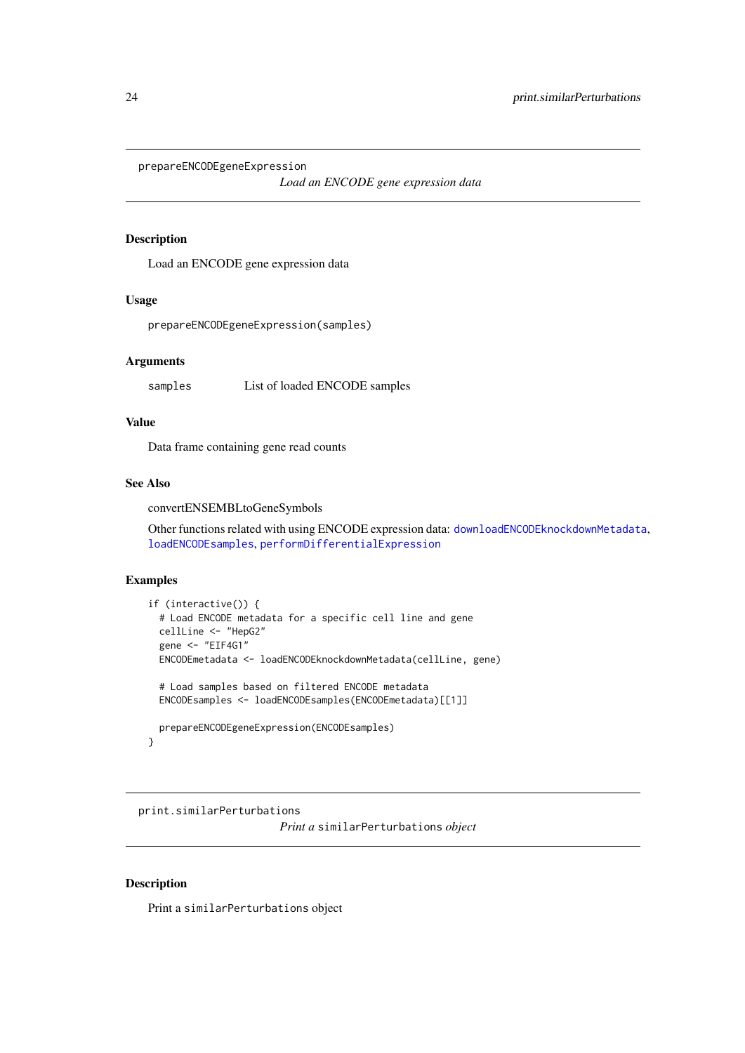## prepareENCODEgeneExpression

*Load an ENCODE gene expression data*

### Description

Load an ENCODE gene expression data

### Usage

```
prepareENCODEgeneExpression(samples)
```

### Arguments

| | |
|---|---|
| samples | List of loaded ENCODE samples |

### Value

Data frame containing gene read counts

### See Also

convertENSEMBLtoGeneSymbols

Other functions related with using ENCODE expression data: downloadENCODEknockdownMetadata, loadENCODEsamples, performDifferentialExpression

### Examples

```
if (interactive()) {
  # Load ENCODE metadata for a specific cell line and gene
  cellLine <- "HepG2"
  gene <- "EIF4G1"
  ENCODEmetadata <- loadENCODEknockdownMetadata(cellLine, gene)

  # Load samples based on filtered ENCODE metadata
  ENCODEsamples <- loadENCODEsamples(ENCODEmetadata)[[1]]

  prepareENCODEgeneExpression(ENCODEsamples)
}
```

## print.similarPerturbations

*Print a* `similarPerturbations` *object*

### Description

Print a `similarPerturbations` object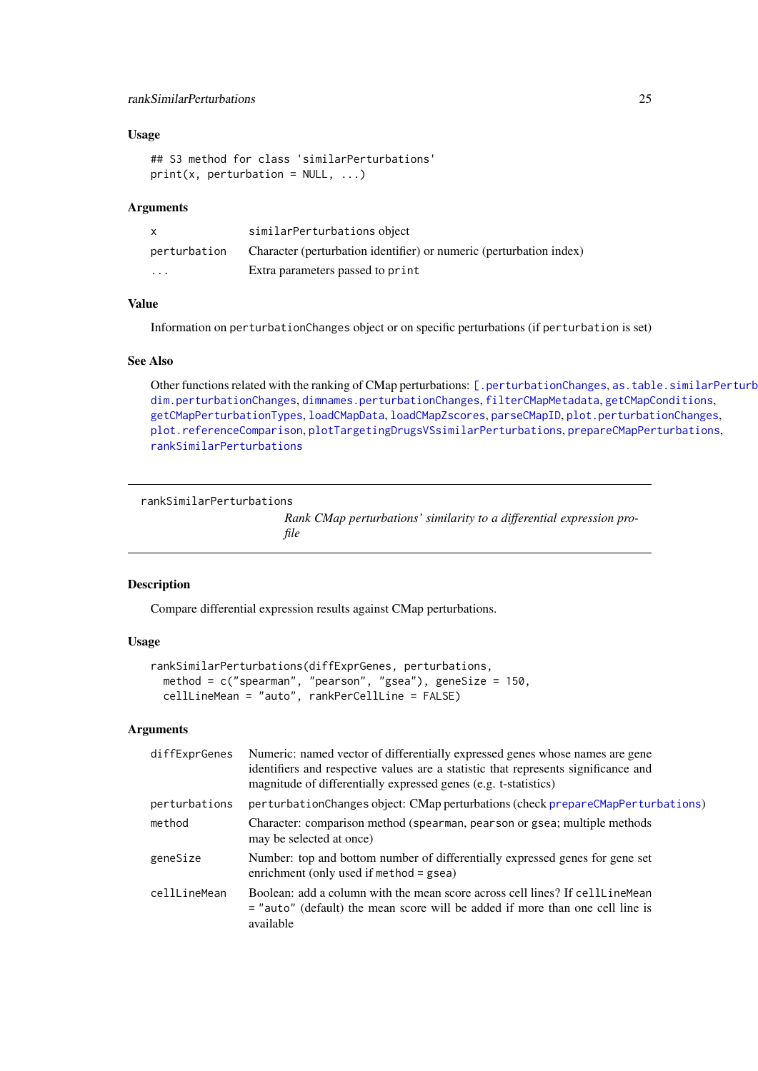### Usage

```
## S3 method for class 'similarPerturbations'
print(x, perturbation = NULL, ...)
```

### Arguments

| | |
|---|---|
| x | similarPerturbations object |
| perturbation | Character (perturbation identifier) or numeric (perturbation index) |
| ... | Extra parameters passed to print |

### Value

Information on perturbationChanges object or on specific perturbations (if perturbation is set)

### See Also

Other functions related with the ranking of CMap perturbations: [.perturbationChanges, as.table.similarPerturb dim.perturbationChanges, dimnames.perturbationChanges, filterCMapMetadata, getCMapConditions, getCMapPerturbationTypes, loadCMapData, loadCMapZscores, parseCMapID, plot.perturbationChanges, plot.referenceComparison, plotTargetingDrugsVSsimilarPerturbations, prepareCMapPerturbations, rankSimilarPerturbations

---

## rankSimilarPerturbations

*Rank CMap perturbations' similarity to a differential expression profile*

### Description

Compare differential expression results against CMap perturbations.

### Usage

```
rankSimilarPerturbations(diffExprGenes, perturbations,
  method = c("spearman", "pearson", "gsea"), geneSize = 150,
  cellLineMean = "auto", rankPerCellLine = FALSE)
```

### Arguments

| | |
|---|---|
| diffExprGenes | Numeric: named vector of differentially expressed genes whose names are gene identifiers and respective values are a statistic that represents significance and magnitude of differentially expressed genes (e.g. t-statistics) |
| perturbations | perturbationChanges object: CMap perturbations (check prepareCMapPerturbations) |
| method | Character: comparison method (spearman, pearson or gsea; multiple methods may be selected at once) |
| geneSize | Number: top and bottom number of differentially expressed genes for gene set enrichment (only used if method = gsea) |
| cellLineMean | Boolean: add a column with the mean score across cell lines? If cellLineMean = "auto" (default) the mean score will be added if more than one cell line is available |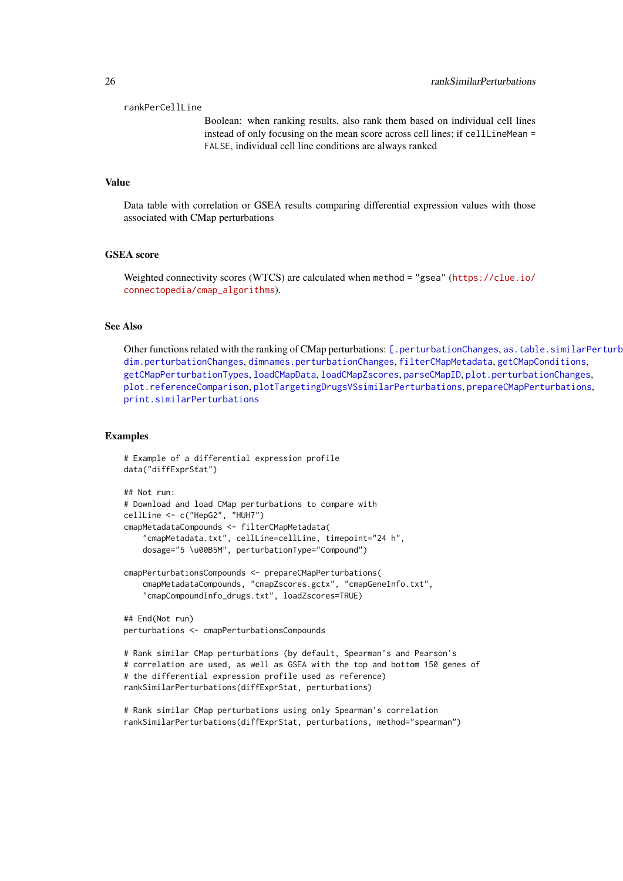rankPerCellLine
: Boolean: when ranking results, also rank them based on individual cell lines instead of only focusing on the mean score across cell lines; if cellLineMean = FALSE, individual cell line conditions are always ranked

## Value

Data table with correlation or GSEA results comparing differential expression values with those associated with CMap perturbations

## GSEA score

Weighted connectivity scores (WTCS) are calculated when method = "gsea" (https://clue.io/connectopedia/cmap_algorithms).

## See Also

Other functions related with the ranking of CMap perturbations: [.perturbationChanges, as.table.similarPerturb dim.perturbationChanges, dimnames.perturbationChanges, filterCMapMetadata, getCMapConditions, getCMapPerturbationTypes, loadCMapData, loadCMapZscores, parseCMapID, plot.perturbationChanges, plot.referenceComparison, plotTargetingDrugsVSsimilarPerturbations, prepareCMapPerturbations, print.similarPerturbations

## Examples

```
# Example of a differential expression profile
data("diffExprStat")

## Not run:
# Download and load CMap perturbations to compare with
cellLine <- c("HepG2", "HUH7")
cmapMetadataCompounds <- filterCMapMetadata(
    "cmapMetadata.txt", cellLine=cellLine, timepoint="24 h",
    dosage="5 \u00B5M", perturbationType="Compound")

cmapPerturbationsCompounds <- prepareCMapPerturbations(
    cmapMetadataCompounds, "cmapZscores.gctx", "cmapGeneInfo.txt",
    "cmapCompoundInfo_drugs.txt", loadZscores=TRUE)

## End(Not run)
perturbations <- cmapPerturbationsCompounds

# Rank similar CMap perturbations (by default, Spearman's and Pearson's
# correlation are used, as well as GSEA with the top and bottom 150 genes of
# the differential expression profile used as reference)
rankSimilarPerturbations(diffExprStat, perturbations)

# Rank similar CMap perturbations using only Spearman's correlation
rankSimilarPerturbations(diffExprStat, perturbations, method="spearman")
```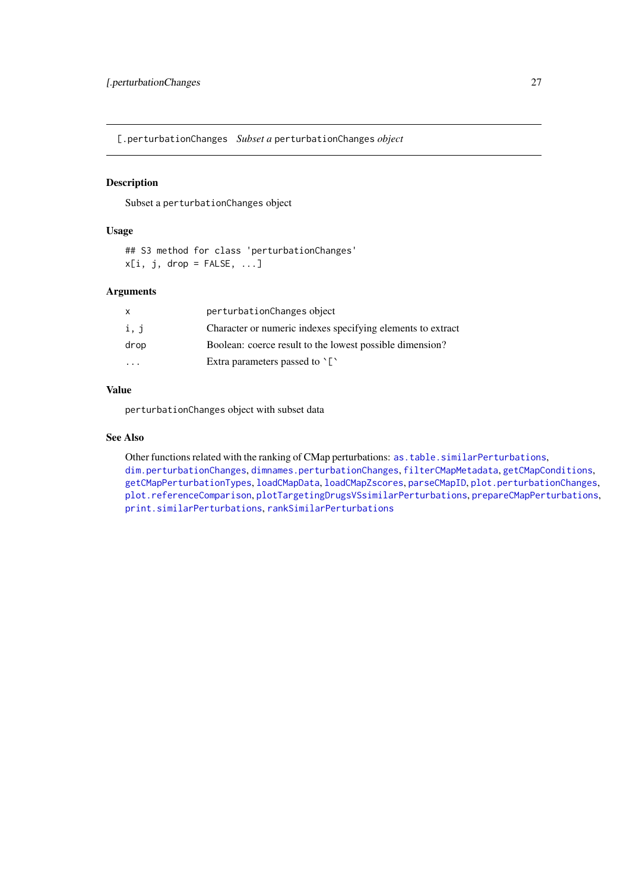`[.perturbationChanges` *Subset a* `perturbationChanges` *object*

## Description

Subset a `perturbationChanges` object

## Usage

```
## S3 method for class 'perturbationChanges'
x[i, j, drop = FALSE, ...]
```

## Arguments

| | |
|---|---|
| x | `perturbationChanges` object |
| i, j | Character or numeric indexes specifying elements to extract |
| drop | Boolean: coerce result to the lowest possible dimension? |
| ... | Extra parameters passed to `` `[` `` |

## Value

`perturbationChanges` object with subset data

## See Also

Other functions related with the ranking of CMap perturbations: `as.table.similarPerturbations`, `dim.perturbationChanges`, `dimnames.perturbationChanges`, `filterCMapMetadata`, `getCMapConditions`, `getCMapPerturbationTypes`, `loadCMapData`, `loadCMapZscores`, `parseCMapID`, `plot.perturbationChanges`, `plot.referenceComparison`, `plotTargetingDrugsVSsimilarPerturbations`, `prepareCMapPerturbations`, `print.similarPerturbations`, `rankSimilarPerturbations`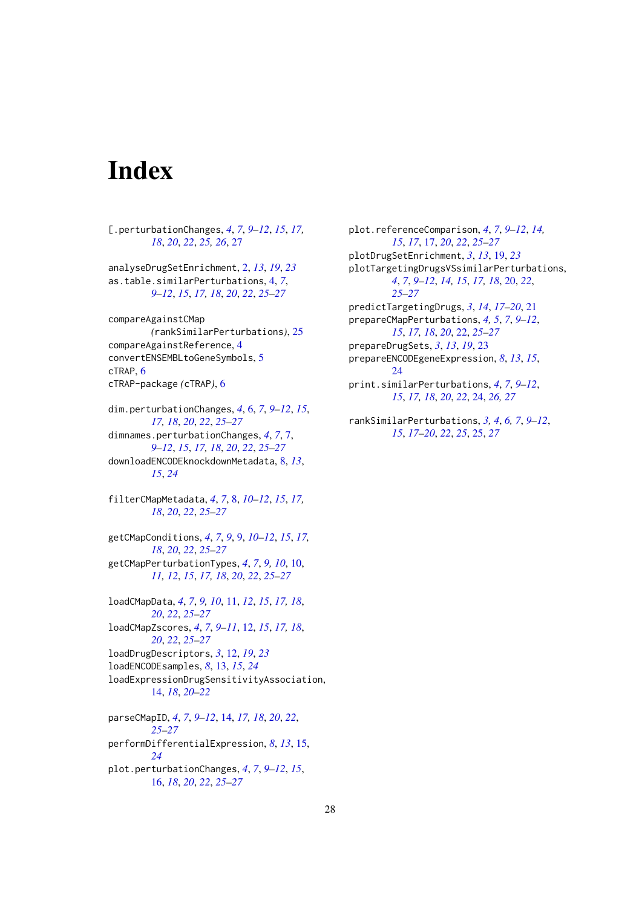# Index

[.perturbationChanges, *4*, *7*, *9–12*, *15*, *17*, *18*, *20*, *22*, *25*, *26*, 27

analyseDrugSetEnrichment, 2, *13*, *19*, *23*
as.table.similarPerturbations, *4*, *7*, *9–12*, *15*, *17*, *18*, *20*, *22*, *25–27*

compareAgainstCMap *(*rankSimilarPerturbations*)*, 25
compareAgainstReference, 4
convertENSEMBLtoGeneSymbols, 5
cTRAP, 6
cTRAP-package *(*cTRAP*)*, 6

dim.perturbationChanges, *4*, 6, *7*, *9–12*, *15*, *17*, *18*, *20*, *22*, *25–27*
dimnames.perturbationChanges, *4*, *7*, 7, *9–12*, *15*, *17*, *18*, *20*, *22*, *25–27*
downloadENCODEknockdownMetadata, 8, *13*, *15*, *24*

filterCMapMetadata, *4*, *7*, 8, *10–12*, *15*, *17*, *18*, *20*, *22*, *25–27*

getCMapConditions, *4*, *7*, *9*, 9, *10–12*, *15*, *17*, *18*, *20*, *22*, *25–27*
getCMapPerturbationTypes, *4*, *7*, *9*, *10*, 10, *11*, *12*, *15*, *17*, *18*, *20*, *22*, *25–27*

loadCMapData, *4*, *7*, *9*, *10*, 11, *12*, *15*, *17*, *18*, *20*, *22*, *25–27*
loadCMapZscores, *4*, *7*, *9–11*, 12, *15*, *17*, *18*, *20*, *22*, *25–27*
loadDrugDescriptors, *3*, 12, *19*, *23*
loadENCODEsamples, *8*, 13, *15*, *24*
loadExpressionDrugSensitivityAssociation, 14, *18*, *20–22*

parseCMapID, *4*, *7*, *9–12*, 14, *17*, *18*, *20*, *22*, *25–27*
performDifferentialExpression, *8*, *13*, 15, *24*
plot.perturbationChanges, *4*, *7*, *9–12*, *15*, 16, *18*, *20*, *22*, *25–27*
plot.referenceComparison, *4*, *7*, *9–12*, *14*, *15*, *17*, 17, *20*, *22*, *25–27*
plotDrugSetEnrichment, *3*, *13*, 19, *23*
plotTargetingDrugsVSsimilarPerturbations, *4*, *7*, *9–12*, *14*, *15*, *17*, *18*, 20, *22*, *25–27*
predictTargetingDrugs, *3*, *14*, *17–20*, 21
prepareCMapPerturbations, *4*, *5*, *7*, *9–12*, *15*, *17*, *18*, *20*, 22, *25–27*
prepareDrugSets, *3*, *13*, *19*, 23
prepareENCODEgeneExpression, *8*, *13*, *15*, 24
print.similarPerturbations, *4*, *7*, *9–12*, *15*, *17*, *18*, *20*, *22*, 24, *26*, *27*

rankSimilarPerturbations, *3*, *4*, *6*, *7*, *9–12*, *15*, *17–20*, *22*, *25*, 25, *27*